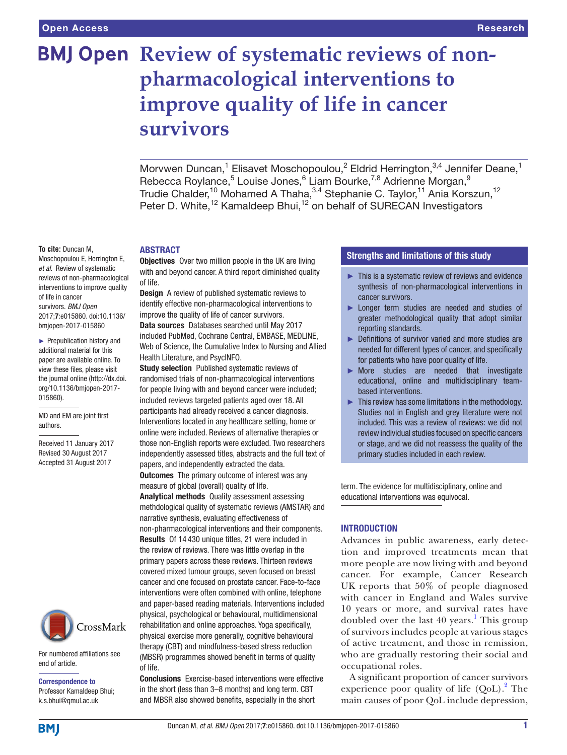# Review of systematic reviews of non-pharmacological interventions to improve quality of life in cancer survivors

Morvwen Duncan,[1] Elisavet Moschopoulou,[2] Eldrid Herrington,[3,4] Jennifer Deane,[1] Rebecca Roylance,[5] Louise Jones,[6] Liam Bourke,[7,8] Adrienne Morgan,[9] Trudie Chalder,[10] Mohamed A Thaha,[3,4] Stephanie C. Taylor,[11] Ania Korszun,[12] Peter D. White,[12] Kamaldeep Bhui,[12] on behalf of SURECAN Investigators

**To cite:** Duncan M, Moschopoulou E, Herrington E, *et al*. Review of systematic reviews of non-pharmacological interventions to improve quality of life in cancer survivors. *BMJ Open* 2017;**7**:e015860. doi:10.1136/bmjopen-2017-015860

► Prepublication history and additional material for this paper are available online. To view these files, please visit the journal online (http://dx.doi.org/10.1136/bmjopen-2017-015860).

MD and EM are joint first authors.

Received 11 January 2017
Revised 30 August 2017
Accepted 31 August 2017

For numbered affiliations see end of article.

**Correspondence to**
Professor Kamaldeep Bhui; k.s.bhui@qmul.ac.uk

## ABSTRACT

**Objectives** Over two million people in the UK are living with and beyond cancer. A third report diminished quality of life.

**Design** A review of published systematic reviews to identify effective non-pharmacological interventions to improve the quality of life of cancer survivors.

**Data sources** Databases searched until May 2017 included PubMed, Cochrane Central, EMBASE, MEDLINE, Web of Science, the Cumulative Index to Nursing and Allied Health Literature, and PsycINFO.

**Study selection** Published systematic reviews of randomised trials of non-pharmacological interventions for people living with and beyond cancer were included; included reviews targeted patients aged over 18. All participants had already received a cancer diagnosis. Interventions located in any healthcare setting, home or online were included. Reviews of alternative therapies or those non-English reports were excluded. Two researchers independently assessed titles, abstracts and the full text of papers, and independently extracted the data.

**Outcomes** The primary outcome of interest was any measure of global (overall) quality of life.

**Analytical methods** Quality assessment assessing methdological quality of systematic reviews (AMSTAR) and narrative synthesis, evaluating effectiveness of non-pharmacological interventions and their components.

**Results** Of 14 430 unique titles, 21 were included in the review of reviews. There was little overlap in the primary papers across these reviews. Thirteen reviews covered mixed tumour groups, seven focused on breast cancer and one focused on prostate cancer. Face-to-face interventions were often combined with online, telephone and paper-based reading materials. Interventions included physical, psychological or behavioural, multidimensional rehabilitation and online approaches. Yoga specifically, physical exercise more generally, cognitive behavioural therapy (CBT) and mindfulness-based stress reduction (MBSR) programmes showed benefit in terms of quality of life.

**Conclusions** Exercise-based interventions were effective in the short (less than 3–8 months) and long term. CBT and MBSR also showed benefits, especially in the short term. The evidence for multidisciplinary, online and educational interventions was equivocal.

### Strengths and limitations of this study

- ► This is a systematic review of reviews and evidence synthesis of non-pharmacological interventions in cancer survivors.
- ► Longer term studies are needed and studies of greater methodological quality that adopt similar reporting standards.
- ► Definitions of survivor varied and more studies are needed for different types of cancer, and specifically for patients who have poor quality of life.
- ► More studies are needed that investigate educational, online and multidisciplinary team-based interventions.
- ► This review has some limitations in the methodology. Studies not in English and grey literature were not included. This was a review of reviews: we did not review individual studies focused on specific cancers or stage, and we did not reassess the quality of the primary studies included in each review.

## INTRODUCTION

Advances in public awareness, early detection and improved treatments mean that more people are now living with and beyond cancer. For example, Cancer Research UK reports that 50% of people diagnosed with cancer in England and Wales survive 10 years or more, and survival rates have doubled over the last 40 years.[1] This group of survivors includes people at various stages of active treatment, and those in remission, who are gradually restoring their social and occupational roles.

A significant proportion of cancer survivors experience poor quality of life (QoL).[2] The main causes of poor QoL include depression,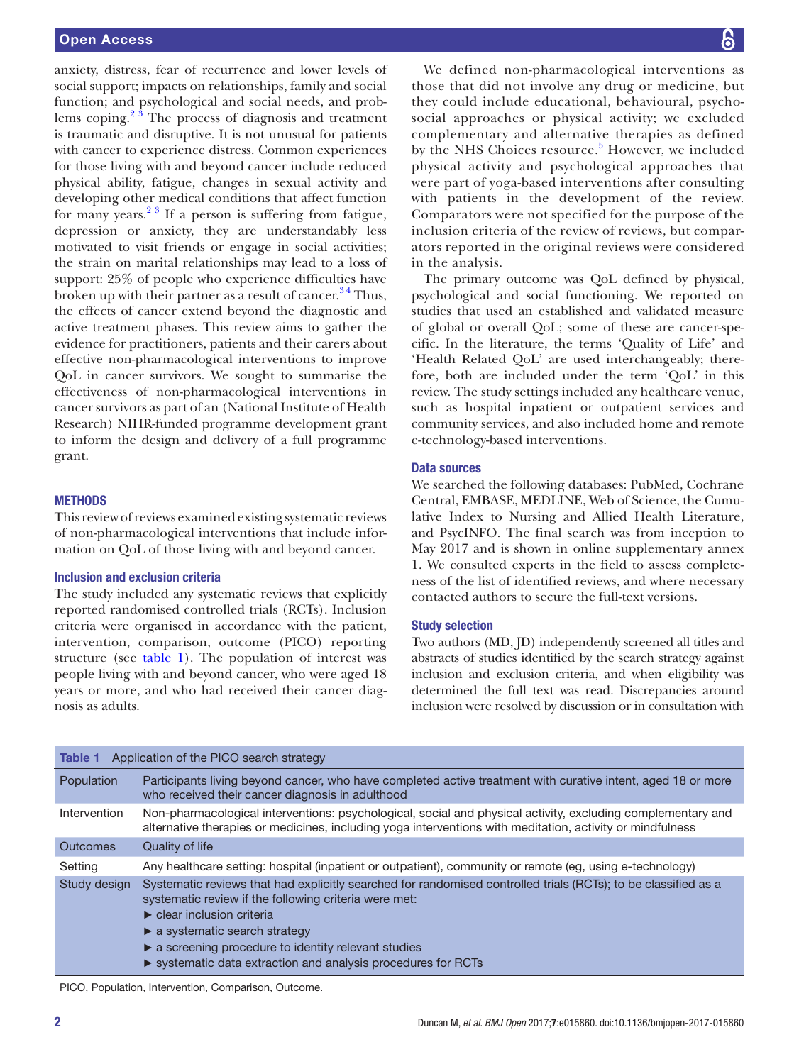anxiety, distress, fear of recurrence and lower levels of social support; impacts on relationships, family and social function; and psychological and social needs, and problems coping.[2 3] The process of diagnosis and treatment is traumatic and disruptive. It is not unusual for patients with cancer to experience distress. Common experiences for those living with and beyond cancer include reduced physical ability, fatigue, changes in sexual activity and developing other medical conditions that affect function for many years.[2 3] If a person is suffering from fatigue, depression or anxiety, they are understandably less motivated to visit friends or engage in social activities; the strain on marital relationships may lead to a loss of support: 25% of people who experience difficulties have broken up with their partner as a result of cancer.[3 4] Thus, the effects of cancer extend beyond the diagnostic and active treatment phases. This review aims to gather the evidence for practitioners, patients and their carers about effective non-pharmacological interventions to improve QoL in cancer survivors. We sought to summarise the effectiveness of non-pharmacological interventions in cancer survivors as part of an (National Institute of Health Research) NIHR-funded programme development grant to inform the design and delivery of a full programme grant.

## METHODS

This review of reviews examined existing systematic reviews of non-pharmacological interventions that include information on QoL of those living with and beyond cancer.

### Inclusion and exclusion criteria

The study included any systematic reviews that explicitly reported randomised controlled trials (RCTs). Inclusion criteria were organised in accordance with the patient, intervention, comparison, outcome (PICO) reporting structure (see table 1). The population of interest was people living with and beyond cancer, who were aged 18 years or more, and who had received their cancer diagnosis as adults.

We defined non-pharmacological interventions as those that did not involve any drug or medicine, but they could include educational, behavioural, psychosocial approaches or physical activity; we excluded complementary and alternative therapies as defined by the NHS Choices resource.[5] However, we included physical activity and psychological approaches that were part of yoga-based interventions after consulting with patients in the development of the review. Comparators were not specified for the purpose of the inclusion criteria of the review of reviews, but comparators reported in the original reviews were considered in the analysis.

The primary outcome was QoL defined by physical, psychological and social functioning. We reported on studies that used an established and validated measure of global or overall QoL; some of these are cancer-specific. In the literature, the terms 'Quality of Life' and 'Health Related QoL' are used interchangeably; therefore, both are included under the term 'QoL' in this review. The study settings included any healthcare venue, such as hospital inpatient or outpatient services and community services, and also included home and remote e-technology-based interventions.

### Data sources

We searched the following databases: PubMed, Cochrane Central, EMBASE, MEDLINE, Web of Science, the Cumulative Index to Nursing and Allied Health Literature, and PsycINFO. The final search was from inception to May 2017 and is shown in online supplementary annex 1. We consulted experts in the field to assess completeness of the list of identified reviews, and where necessary contacted authors to secure the full-text versions.

### Study selection

Two authors (MD, JD) independently screened all titles and abstracts of studies identified by the search strategy against inclusion and exclusion criteria, and when eligibility was determined the full text was read. Discrepancies around inclusion were resolved by discussion or in consultation with

**Table 1** Application of the PICO search strategy

| | |
|---|---|
| Population | Participants living beyond cancer, who have completed active treatment with curative intent, aged 18 or more who received their cancer diagnosis in adulthood |
| Intervention | Non-pharmacological interventions: psychological, social and physical activity, excluding complementary and alternative therapies or medicines, including yoga interventions with meditation, activity or mindfulness |
| Outcomes | Quality of life |
| Setting | Any healthcare setting: hospital (inpatient or outpatient), community or remote (eg, using e-technology) |
| Study design | Systematic reviews that had explicitly searched for randomised controlled trials (RCTs); to be classified as a systematic review if the following criteria were met: ► clear inclusion criteria ► a systematic search strategy ► a screening procedure to identity relevant studies ► systematic data extraction and analysis procedures for RCTs |

PICO, Population, Intervention, Comparison, Outcome.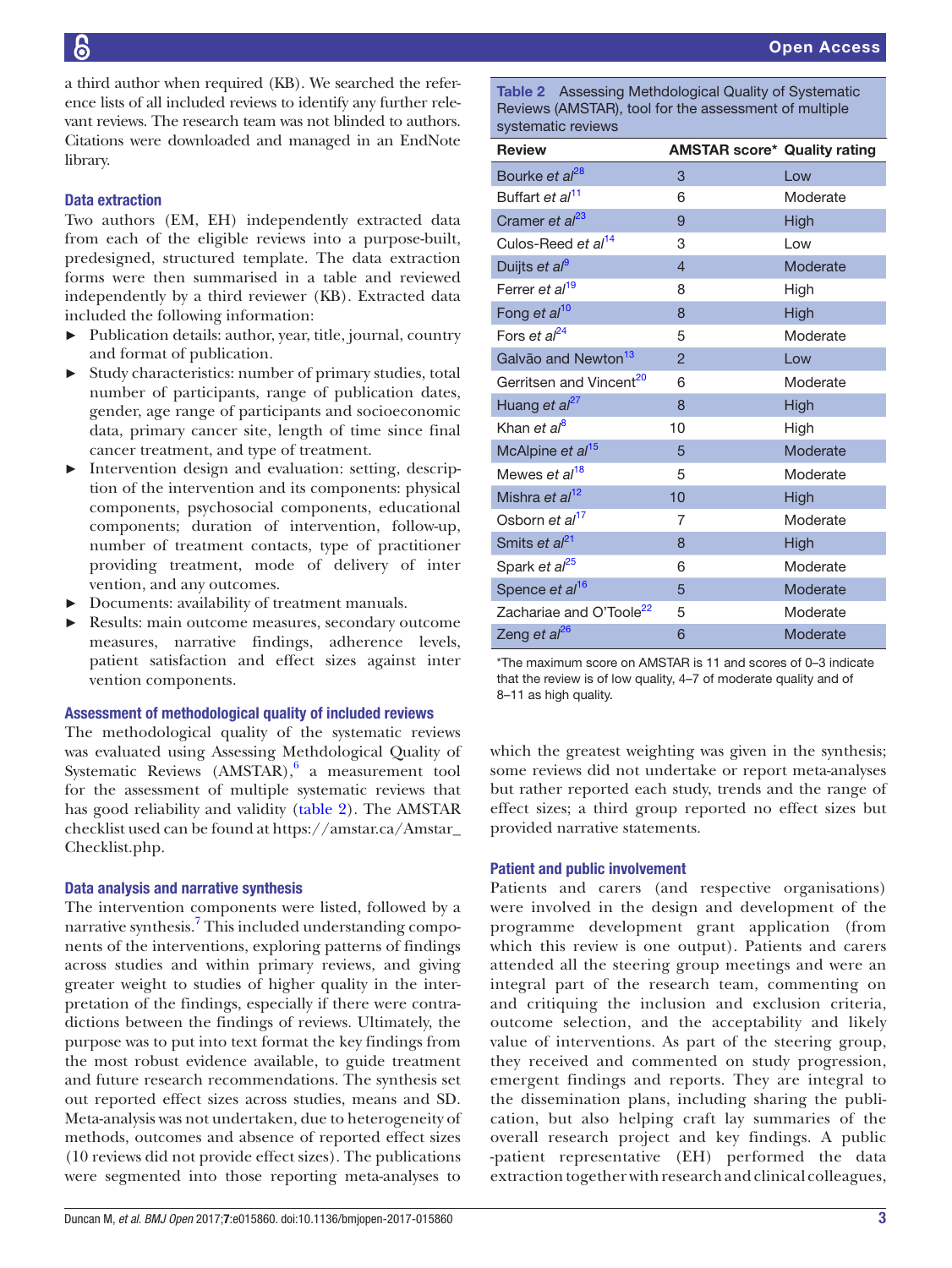a third author when required (KB). We searched the reference lists of all included reviews to identify any further relevant reviews. The research team was not blinded to authors. Citations were downloaded and managed in an EndNote library.

### Data extraction

Two authors (EM, EH) independently extracted data from each of the eligible reviews into a purpose-built, predesigned, structured template. The data extraction forms were then summarised in a table and reviewed independently by a third reviewer (KB). Extracted data included the following information:

- Publication details: author, year, title, journal, country and format of publication.
- Study characteristics: number of primary studies, total number of participants, range of publication dates, gender, age range of participants and socioeconomic data, primary cancer site, length of time since final cancer treatment, and type of treatment.
- Intervention design and evaluation: setting, description of the intervention and its components: physical components, psychosocial components, educational components; duration of intervention, follow-up, number of treatment contacts, type of practitioner providing treatment, mode of delivery of intervention, and any outcomes.
- Documents: availability of treatment manuals.
- Results: main outcome measures, secondary outcome measures, narrative findings, adherence levels, patient satisfaction and effect sizes against intervention components.

### Assessment of methodological quality of included reviews

The methodological quality of the systematic reviews was evaluated using Assessing Methdological Quality of Systematic Reviews (AMSTAR),[6] a measurement tool for the assessment of multiple systematic reviews that has good reliability and validity (table 2). The AMSTAR checklist used can be found at https://amstar.ca/Amstar_Checklist.php.

### Data analysis and narrative synthesis

The intervention components were listed, followed by a narrative synthesis.[7] This included understanding components of the interventions, exploring patterns of findings across studies and within primary reviews, and giving greater weight to studies of higher quality in the interpretation of the findings, especially if there were contradictions between the findings of reviews. Ultimately, the purpose was to put into text format the key findings from the most robust evidence available, to guide treatment and future research recommendations. The synthesis set out reported effect sizes across studies, means and SD. Meta-analysis was not undertaken, due to heterogeneity of methods, outcomes and absence of reported effect sizes (10 reviews did not provide effect sizes). The publications were segmented into those reporting meta-analyses to which the greatest weighting was given in the synthesis; some reviews did not undertake or report meta-analyses but rather reported each study, trends and the range of effect sizes; a third group reported no effect sizes but provided narrative statements.

**Table 2** Assessing Methodological Quality of Systematic Reviews (AMSTAR), tool for the assessment of multiple systematic reviews

| Review | AMSTAR score* | Quality rating |
|---|---|---|
| Bourke *et al*[28] | 3 | Low |
| Buffart *et al*[11] | 6 | Moderate |
| Cramer *et al*[23] | 9 | High |
| Culos-Reed *et al*[14] | 3 | Low |
| Duijts *et al*[9] | 4 | Moderate |
| Ferrer *et al*[19] | 8 | High |
| Fong *et al*[10] | 8 | High |
| Fors *et al*[24] | 5 | Moderate |
| Galvão and Newton[13] | 2 | Low |
| Gerritsen and Vincent[20] | 6 | Moderate |
| Huang *et al*[27] | 8 | High |
| Khan *et al*[8] | 10 | High |
| McAlpine *et al*[15] | 5 | Moderate |
| Mewes *et al*[18] | 5 | Moderate |
| Mishra *et al*[12] | 10 | High |
| Osborn *et al*[17] | 7 | Moderate |
| Smits *et al*[21] | 8 | High |
| Spark *et al*[25] | 6 | Moderate |
| Spence *et al*[16] | 5 | Moderate |
| Zachariae and O'Toole[22] | 5 | Moderate |
| Zeng *et al*[26] | 6 | Moderate |

*The maximum score on AMSTAR is 11 and scores of 0–3 indicate that the review is of low quality, 4–7 of moderate quality and of 8–11 as high quality.

### Patient and public involvement

Patients and carers (and respective organisations) were involved in the design and development of the programme development grant application (from which this review is one output). Patients and carers attended all the steering group meetings and were an integral part of the research team, commenting on and critiquing the inclusion and exclusion criteria, outcome selection, and the acceptability and likely value of interventions. As part of the steering group, they received and commented on study progression, emergent findings and reports. They are integral to the dissemination plans, including sharing the publication, but also helping craft lay summaries of the overall research project and key findings. A public -patient representative (EH) performed the data extraction together with research and clinical colleagues,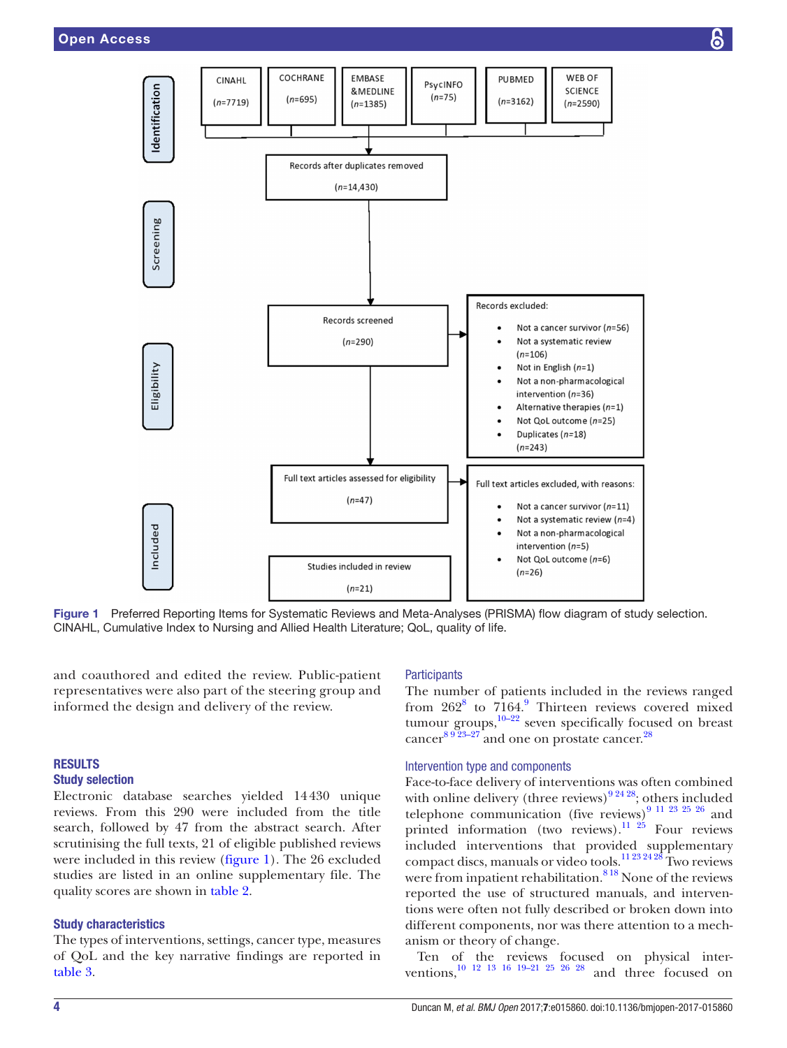Identification

CINAHL (n=7719) | COCHRANE (n=695) | EMBASE &MEDLINE (n=1385) | PsycINFO (n=75) | PUBMED (n=3162) | WEB OF SCIENCE (n=2590)

Records after duplicates removed (n=14,430)

Screening

Records screened (n=290)

Records excluded:
- Not a cancer survivor (n=56)
- Not a systematic review (n=106)
- Not in English (n=1)
- Not a non-pharmacological intervention (n=36)
- Alternative therapies (n=1)
- Not QoL outcome (n=25)
- Duplicates (n=18)

(n=243)

Eligibility

Full text articles assessed for eligibility (n=47)

Full text articles excluded, with reasons:
- Not a cancer survivor (n=11)
- Not a systematic review (n=4)
- Not a non-pharmacological intervention (n=5)
- Not QoL outcome (n=6)

(n=26)

Included

Studies included in review (n=21)

**Figure 1** Preferred Reporting Items for Systematic Reviews and Meta-Analyses (PRISMA) flow diagram of study selection. CINAHL, Cumulative Index to Nursing and Allied Health Literature; QoL, quality of life.

and coauthored and edited the review. Public-patient representatives were also part of the steering group and informed the design and delivery of the review.

## RESULTS

### Study selection

Electronic database searches yielded 14430 unique reviews. From this 290 were included from the title search, followed by 47 from the abstract search. After scrutinising the full texts, 21 of eligible published reviews were included in this review (figure 1). The 26 excluded studies are listed in an online supplementary file. The quality scores are shown in table 2.

### Study characteristics

The types of interventions, settings, cancer type, measures of QoL and the key narrative findings are reported in table 3.

### Participants

The number of patients included in the reviews ranged from 262[8] to 7164.[9] Thirteen reviews covered mixed tumour groups,[10–22] seven specifically focused on breast cancer[8 9 23–27] and one on prostate cancer.[28]

### Intervention type and components

Face-to-face delivery of interventions was often combined with online delivery (three reviews)[9 24 28]; others included telephone communication (five reviews)[9 11 23 25 26] and printed information (two reviews).[11 25] Four reviews included interventions that provided supplementary compact discs, manuals or video tools.[11 23 24 28] Two reviews were from inpatient rehabilitation.[8 18] None of the reviews reported the use of structured manuals, and interventions were often not fully described or broken down into different components, nor was there attention to a mechanism or theory of change.

Ten of the reviews focused on physical interventions,[10 12 13 16 19–21 25 26 28] and three focused on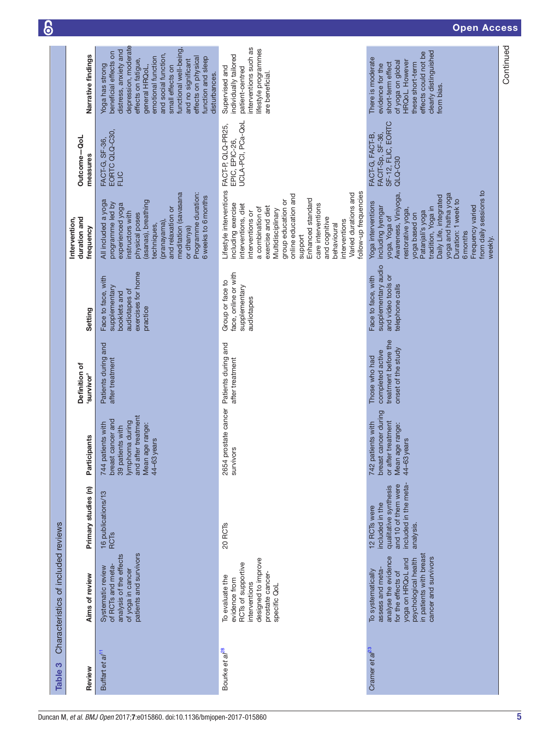**Table 3** Characteristics of included reviews

| Review | Aims of review | Primary studies (n) | Participants | Definition of 'survivor' | Setting | Intervention, duration and frequency | Outcome—QoL measures | Narrative findings |
|---|---|---|---|---|---|---|---|---|
| Buffart *et al*[11] | Systematic review of RCTs and meta-analysis of the effects of yoga in cancer patients and survivors | 16 publications/13 RCTs | 744 patients with breast cancer and 39 patients with lymphoma during and after treatment Mean age range: 44–63 years | Patients during and after treatment | Face to face, with supplementary booklets and audiotapes of exercises for home practice | All included a yoga programme led by experienced yoga instructors with physical poses (asanas), breathing techniques, (pranayama), and relaxation or meditation (savasana or dhanya) Programme duration: 6 weeks to 6 months | FACT-G, SF-36, EORTC QLQ-C30, FLIC | Yoga has strong beneficial effects on distress, anxiety and depression, moderate effects on fatigue, general HRQoL, emotional function and social function, small effects on functional well-being, and no significant effects on physical function and sleep disturbances. |
| Bourke *et al*[28] | To evaluate the evidence from RCTs of supportive interventions designed to improve prostate cancer-specific QoL | 20 RCTs | 2654 prostate cancer survivors | Patients during and after treatment | Group or face to face, online or with supplementary audiotapes | Lifestyle interventions including exercise interventions, diet interventions or a combination of exercise and diet Multidisciplinary group education or online education and support Enhanced standard care interventions and cognitive behavioural interventions Varied durations and follow-up frequencies | FACT-P, QLQ-PR25, EPIC, EPIC-26, UCLA-PCI, PCa-QoL | Supervised and individually tailored patient-centred interventions such as lifestyle programmes are beneficial. |
| Cramer *et al*[23] | To systematically assess and meta-analyse the evidence for the effects of yoga on HRQoL and psychological health in patients with breast cancer and survivors | 12 RCTs were included in the qualitative synthesis and 10 of them were included in the meta-analysis. | 742 patients with breast cancer during or after treatment Mean age range: 44–63 years | Those who had completed active treatment before the onset of the study | Face to face, with supplementary audio and video tools or telephone calls | Yoga interventions including Iyengar yoga, Yoga of Awareness, Viniyoga, restorative yoga, yoga based on Patanjali's yoga tradition, Yoga in Daily Life, integrated yoga and hatha yoga Duration: 1 week to 6 months Frequency varied from daily sessions to weekly. | FACT-G, FACT-B, FACIT-Sp, SF-36, SF-12, FLIC, EORTC QLQ-C30 | There is moderate evidence for the short-term effect of yoga on global HRQoL. However these short-term effects could not be clearly distinguished from bias. |

Continued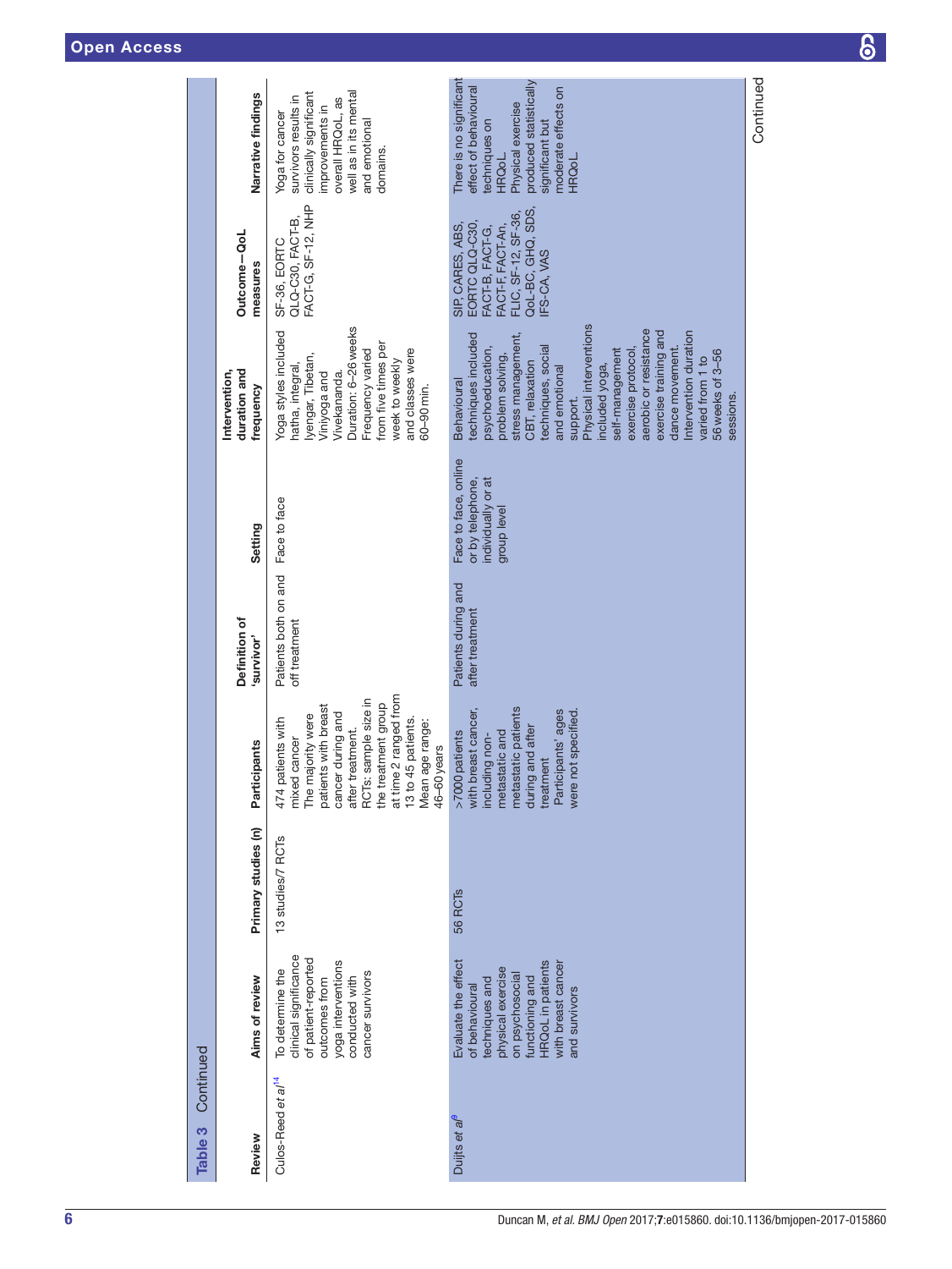Table 3 Continued

| Review | Aims of review | Primary studies (n) | Participants | Definition of 'survivor' | Setting | Intervention, duration and frequency | Outcome—QoL measures | Narrative findings |
|---|---|---|---|---|---|---|---|---|
| Culos-Reed *et al*[14] | To determine the clinical significance of patient-reported outcomes from yoga interventions conducted with cancer survivors | 13 studies/7 RCTs | 474 patients with mixed cancer. The majority were patients with breast cancer during and after treatment. RCTs: sample size in the treatment group at time 2 ranged from 13 to 45 patients. Mean age range: 46–60 years | Patients both on and off treatment | Face to face | Yoga styles included hatha, integral, Iyengar, Tibetan, Viniyoga and Vivekananda. Duration: 6–26 weeks. Frequency varied from five times per week to weekly and classes were 60–90 min. | SF-36, EORTC QLQ-C30, FACT-B, FACT-G, SF-12, NHP | Yoga for cancer survivors results in clinically significant improvements in overall HRQoL, as well as in its mental and emotional domains. |
| Duijts *et al*[8] | Evaluate the effect of behavioural techniques and physical exercise on psychosocial functioning and HRQoL in patients with breast cancer and survivors | 56 RCTs | >7000 patients with breast cancer, including non-metastatic and metastatic patients during and after treatment. Participants' ages were not specified. | Patients during and after treatment | Face to face, online or by telephone, individually or at group level | Behavioural techniques included psychoeducation, problem solving, stress management, CBT, relaxation techniques, social and emotional support. Physical interventions included yoga, self-management exercise protocol, aerobic or resistance exercise training and dance movement. Intervention duration varied from 1 to 56 weeks of 3–56 sessions. | SIP, CARES, ABS, EORTC QLQ-C30, FACT-B, FACT-G, FACT-F, FACT-An, FLIC, SF-12, SF-36, QoL-BC, GHQ, SDS, IFS-CA, VAS | There is no significant effect of behavioural techniques on HRQoL. Physical exercise produced statistically significant but moderate effects on HRQoL. |

Continued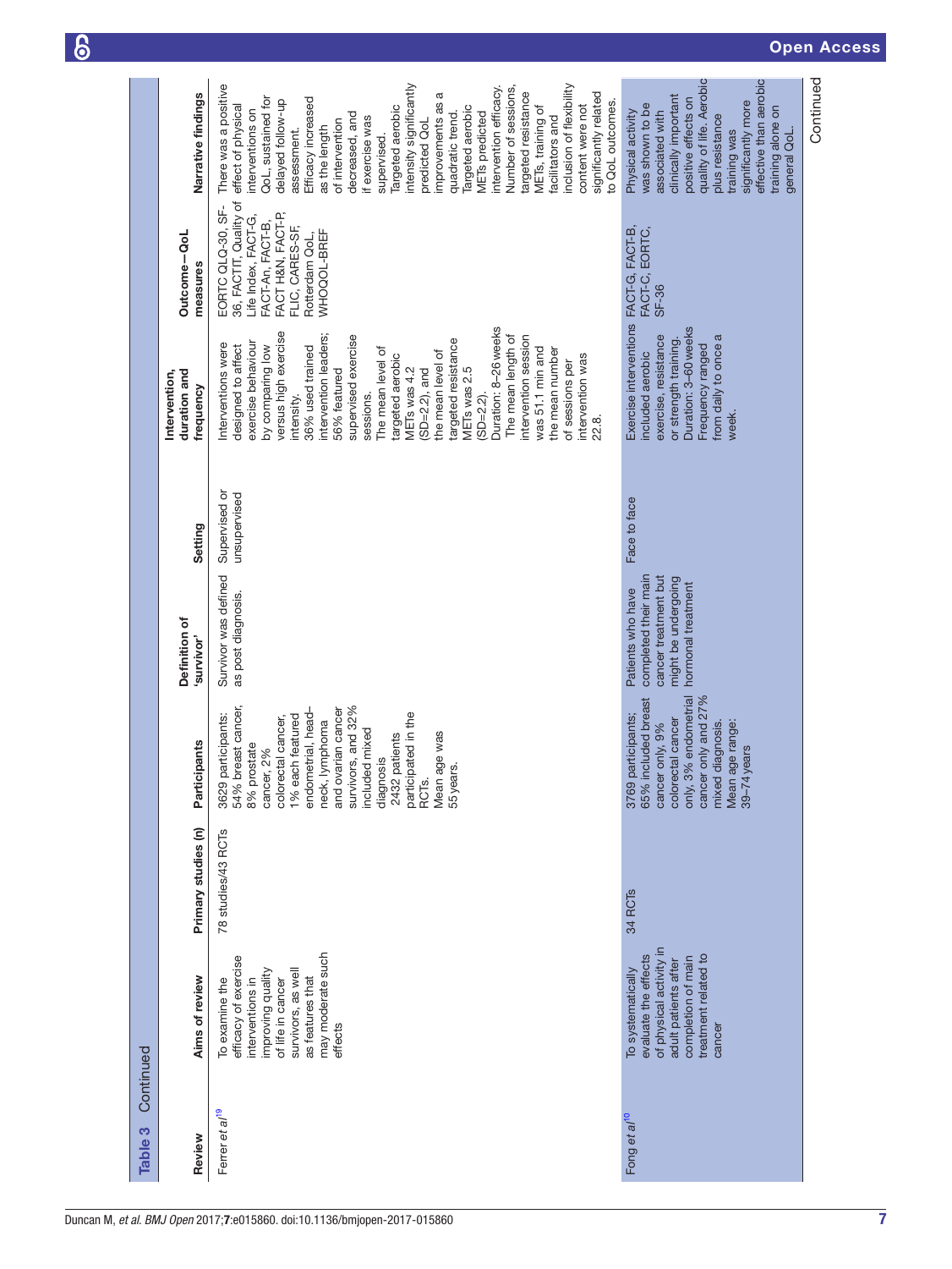**Table 3** Continued

| Review | Aims of review | Primary studies (n) | Participants | Definition of 'survivor' | Setting | Intervention, duration and frequency | Outcome—QoL measures | Narrative findings |
|---|---|---|---|---|---|---|---|---|
| Ferrer *et al*[19] | To examine the efficacy of exercise interventions in improving quality of life in cancer survivors, as well as features that may moderate such effects | 78 studies/43 RCTs | 3629 participants: 54% breast cancer, 8% prostate cancer, 2% colorectal cancer, 1% each featured endometrial, head–neck, lymphoma and ovarian cancer survivors, and 32% included mixed diagnosis 2432 patients participated in the RCTs. Mean age was 55 years. | Survivor was defined as post diagnosis. | Supervised or unsupervised | Interventions were designed to affect exercise behaviour by comparing low versus high exercise intensity. 36% used trained intervention leaders; 56% featured supervised exercise sessions. The mean level of targeted aerobic METs was 4.2 (SD=2.2), and the mean level of targeted resistance METs was 2.5 (SD=2.2). Duration: 8–26 weeks The mean length of intervention session was 51.1 min and the mean number of sessions per intervention was 22.8. | EORTC QLQ-30, SF-36, FACTIT, Quality of Life Index, FACT-G, FACT-An, FACT-B, FACT H&N, FACT-P, FLIC, CARES-SF, Rotterdam QoL, WHOQOL-BREF | There was a positive effect of physical interventions on QoL, sustained for delayed follow-up assessment. Efficacy increased as the length of intervention decreased, and if exercise was supervised. Targeted aerobic intensity significantly predicted QoL improvements as a quadratic trend. Targeted aerobic METs predicted intervention efficacy. Number of sessions, targeted resistance METs, training of facilitators and inclusion of flexibility content were not significantly related to QoL outcomes. |
| Fong *et al*[10] | To systematically evaluate the effects of physical activity in adult patients after completion of main treatment related to cancer | 34 RCTs | 3769 participants; 65% included breast cancer only, 9% colorectal cancer only, 3% endometrial cancer only and 27% mixed diagnosis. Mean age range: 39–74 years | Patients who have completed their main cancer treatment but might be undergoing hormonal treatment | Face to face | Exercise interventions included aerobic exercise, resistance or strength training. Duration: 3–60 weeks Frequency ranged from daily to once a week. | FACT-G, FACT-B, FACT-C, EORTC, SF-36 | Physical activity was shown to be associated with clinically important positive effects on quality of life. Aerobic plus resistance training was significantly more effective than aerobic training alone on general QoL. |

Continued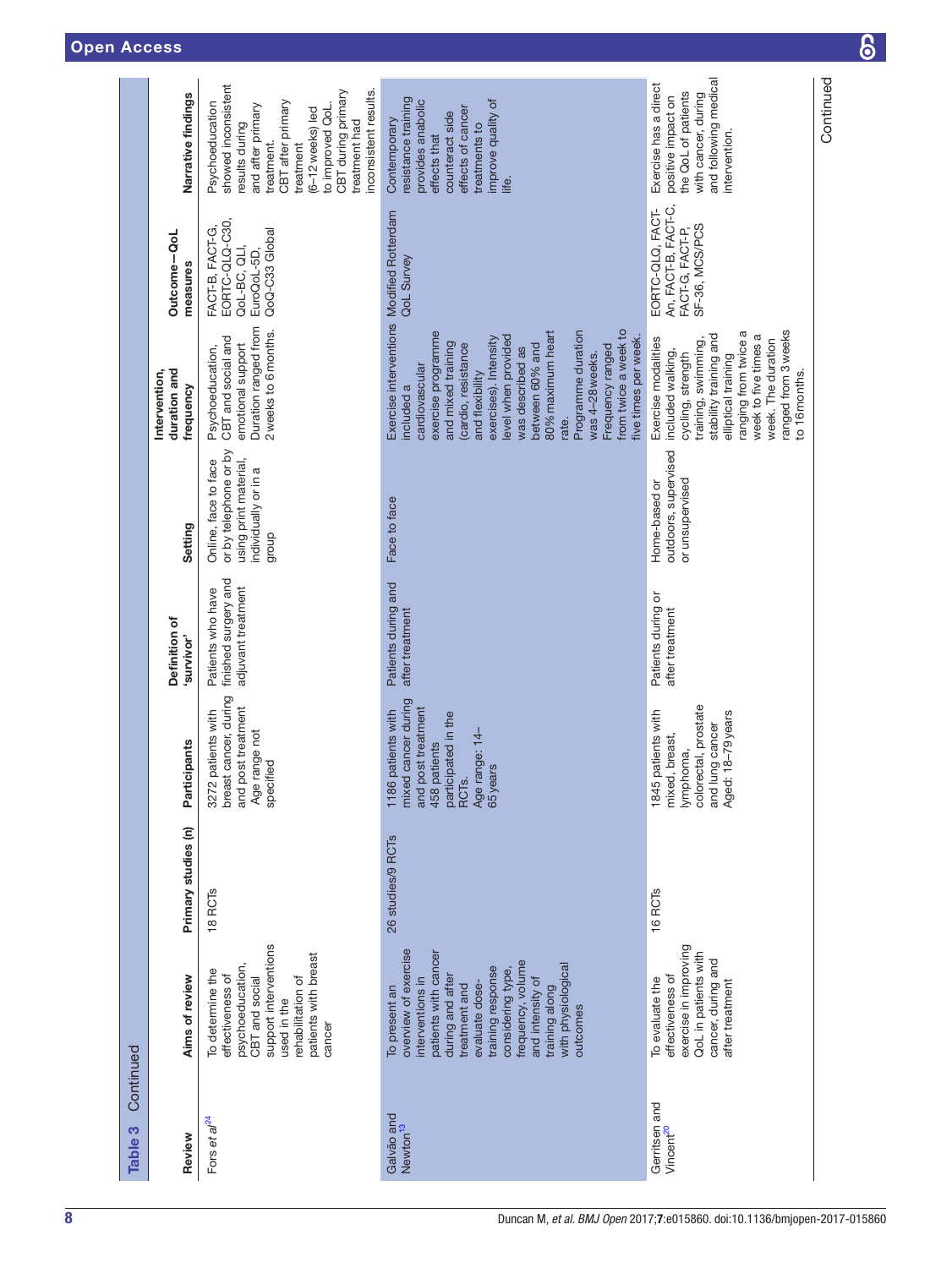Table 3 Continued

| Review | Aims of review | Primary studies (n) | Participants | Definition of 'survivor' | Setting | Intervention, duration and frequency | Outcome—QoL measures | Narrative findings |
|---|---|---|---|---|---|---|---|---|
| Fors et al[24] | To determine the effectiveness of psychoeducation, CBT and social support interventions used in the rehabilitation of patients with breast cancer | 18 RCTs | 3272 patients with breast cancer, during and post treatment Age range not specified | Patients who have finished surgery and adjuvant treatment | Online, face to face or by telephone or by using print material, individually or in a group | Psychoeducation, CBT and social and emotional support Duration ranged from 2 weeks to 6 months. | FACT-B, FACT-G, EORTC-QLQ-C30, QoL-BC, QLI, EuroQoL-5D, QoQ-C33 Global | Psychoeducation showed inconsistent results during and after primary treatment. CBT after primary treatment (6–12 weeks) led to improved QoL. CBT during primary treatment had inconsistent results. |
| Galvão and Newton[13] | To present an overview of exercise interventions in patients with cancer during and after treatment and evaluate dose-training response considering type, frequency, volume and intensity of training along with physiological outcomes | 26 studies/9 RCTs | 1186 patients with mixed cancer during and post treatment 458 patients participated in the RCTs. Age range: 14–65 years | Patients during and after treatment | Face to face | Exercise interventions included a cardiovascular exercise programme and mixed training (cardio, resistance and flexibility exercises). Intensity level when provided was described as between 60% and 80% maximum heart rate. Programme duration was 4–28 weeks. Frequency ranged from twice a week to five times per week. | Modified Rotterdam QoL Survey | Contemporary resistance training provides anabolic effects that counteract side effects of cancer treatments to improve quality of life. |
| Gerritsen and Vincent[20] | To evaluate the effectiveness of exercise in improving QoL in patients with cancer, during and after treatment | 16 RCTs | 1845 patients with mixed, breast, lymphoma, colorectal, prostate and lung cancer Aged: 18–79 years | Patients during or after treatment | Home-based or outdoors, supervised or unsupervised | Exercise modalities included walking, cycling, strength training, swimming, stability training and elliptical training ranging from twice a week to five times a week. The duration ranged from 3 weeks to 16 months. | EORTC-QLQ, FACT-An, FACT-B, FACT-C, FACT-G, FACT-P, SF-36, MCS/PCS | Exercise has a direct positive impact on the QoL of patients with cancer, during and following medical intervention. |

Continued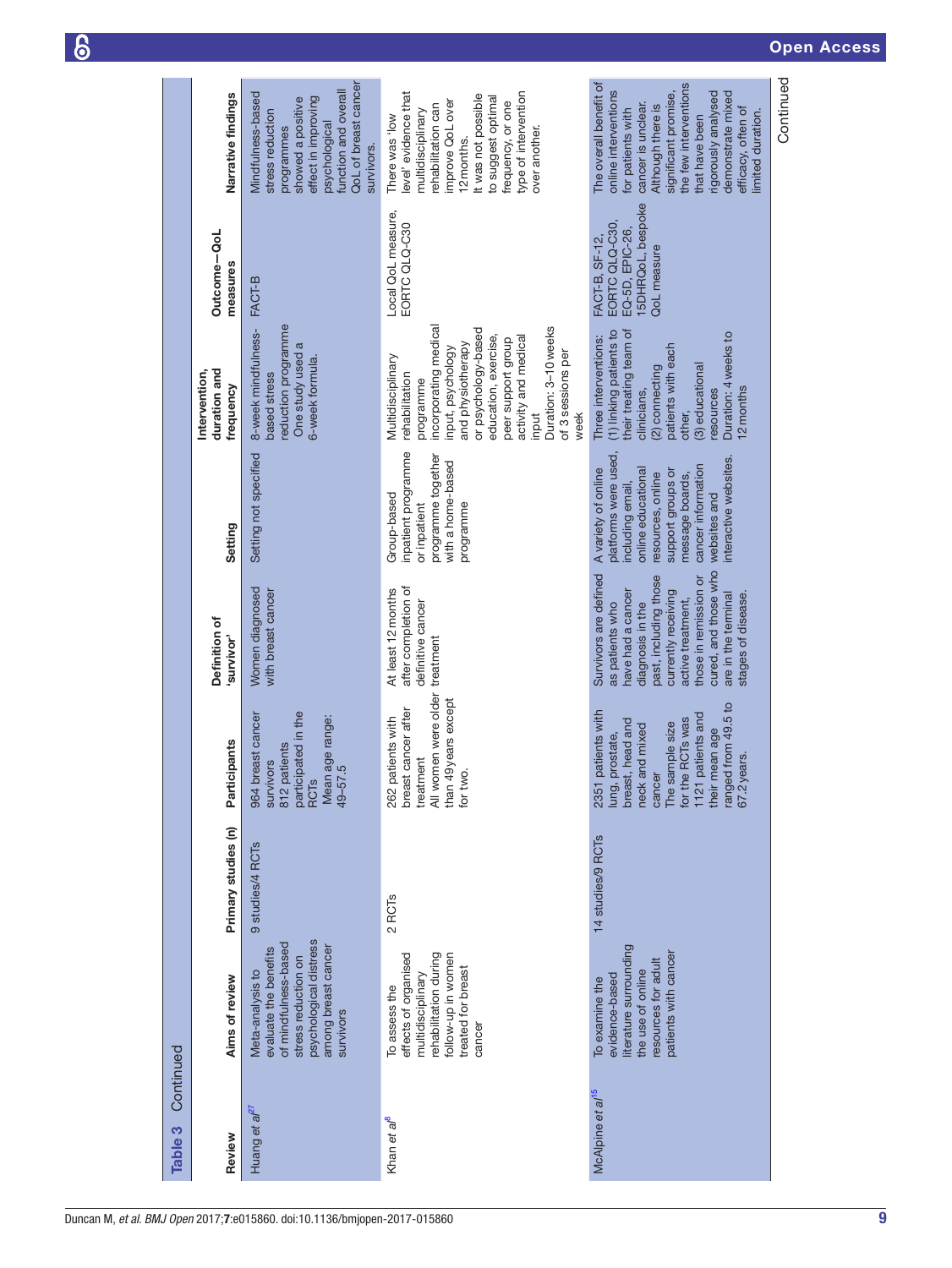**Table 3** Continued

| Review | Aims of review | Primary studies (n) | Participants | Definition of 'survivor' | Setting | Intervention, duration and frequency | Outcome—QoL measures | Narrative findings |
|---|---|---|---|---|---|---|---|---|
| Huang *et al*[27] | Meta-analysis to evaluate the benefits of mindfulness-based stress reduction on psychological distress among breast cancer survivors | 9 studies/4 RCTs | 964 breast cancer survivors<br>812 patients participated in the RCTs<br>Mean age range: 49–57.5 | Women diagnosed with breast cancer | Setting not specified | 8-week mindfulness-based stress reduction programme<br>One study used a 6-week formula. | FACT-B | Mindfulness-based stress reduction programmes showed a positive effect in improving psychological function and overall QoL of breast cancer survivors. |
| Khan *et al*[8] | To assess the effects of organised multidisciplinary rehabilitation during follow-up in women treated for breast cancer | 2 RCTs | 262 patients with breast cancer after treatment<br>All women were older than 49 years except for two. | At least 12 months after completion of definitive cancer treatment | Group-based inpatient programme or inpatient programme together with a home-based programme | Multidisciplinary rehabilitation programme incorporating medical input, psychology and physiotherapy or psychology-based education, exercise, peer support group activity and medical input<br>Duration: 3–10 weeks of 3 sessions per week | Local QoL measure, EORTC QLQ-C30 | There was 'low level' evidence that multidisciplinary rehabilitation can improve QoL over 12 months.<br>It was not possible to suggest optimal frequency, or one type of intervention over another. |
| McAlpine *et al*[15] | To examine the evidence-based literature surrounding the use of online resources for adult patients with cancer | 14 studies/9 RCTs | 2351 patients with lung, prostate, breast, head and neck and mixed cancer<br>The sample size for the RCTs was 1121 patients and their mean age ranged from 49.5 to 67.2 years. | Survivors are defined as patients who have had a cancer diagnosis in the past, including those currently receiving active treatment, those in remission or cured, and those who are in the terminal stages of disease. | A variety of online platforms were used, including email, online educational resources, online support groups or message boards, cancer information websites and interactive websites. | Three interventions: (1) linking patients to their treating team of clinicians, (2) connecting patients with each other, (3) educational resources<br>Duration: 4 weeks to 12 months | FACT-B, SF-12, EORTC QLQ-C30, EQ-5D, EPIC-26, 15DHRQoL, bespoke QoL measure | The overall benefit of online interventions for patients with cancer is unclear. Although there is significant promise, the few interventions that have been rigorously analysed demonstrate mixed efficacy, often of limited duration. |

Continued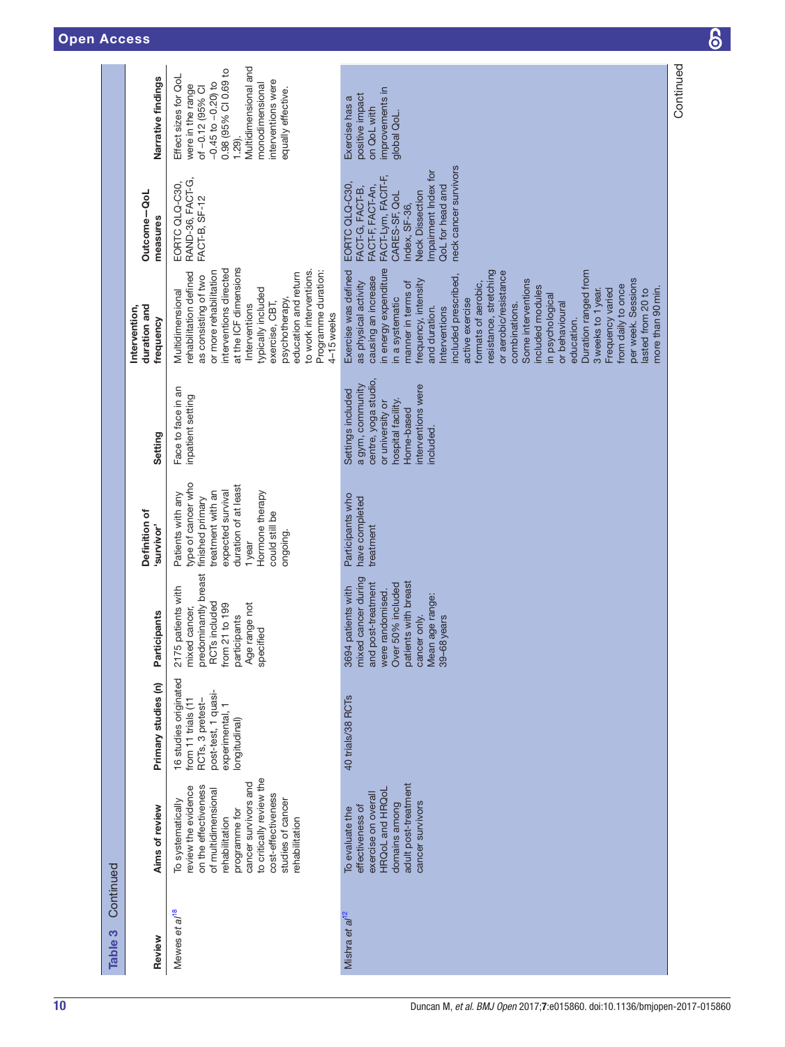Table 3 Continued

| Review | Aims of review | Primary studies (n) | Participants | Definition of 'survivor' | Setting | Intervention, duration and frequency | Outcome—QoL measures | Narrative findings |
|---|---|---|---|---|---|---|---|---|
| Mewes *et al*[18] | To systematically review the evidence on the effectiveness of multidimensional rehabilitation programme for cancer survivors and to critically review the cost-effectiveness studies of cancer rehabilitation | 16 studies originated from 11 trials (11 RCTs, 3 pretest–post-test, 1 quasi-experimental, 1 longitudinal) | 2175 patients with mixed cancer, predominantly breast RCTs included from 21 to 199 participants Age range not specified | Patients with any type of cancer who finished primary treatment with an expected survival duration of at least 1 year Hormone therapy could still be ongoing. | Face to face in an inpatient setting | Multidimensional rehabilitation defined as consisting of two or more rehabilitation interventions directed at the ICF dimensions Interventions typically included exercise, CBT, psychotherapy, education and return to work interventions. Programme duration: 4–15 weeks | EORTC QLQ-C30, RAND-36, FACT-G, FACT-B, SF-12 | Effect sizes for QoL were in the range of −0.12 (95% CI −0.45 to −0.20) to 0.98 (95% CI 0.69 to 1.29). Multidimensional and monodimensional interventions were equally effective. |
| Mishra *et al*[12] | To evaluate the effectiveness of exercise on overall HRQoL and HRQoL domains among adult post-treatment cancer survivors | 40 trials/38 RCTs | 3694 patients with mixed cancer during and post-treatment were randomised. Over 50% included patients with breast cancer only. Mean age range: 39–68 years | Participants who have completed treatment | Settings included a gym, community centre, yoga studio, or university or hospital facility. Home-based interventions were included. | Exercise was defined as physical activity causing an increase in energy expenditure in a systematic manner in terms of frequency, intensity and duration. Interventions included prescribed, active exercise formats of aerobic, resistance, stretching or aerobic/resistance combinations. Some interventions included modules in psychological or behavioural education. Duration ranged from 3 weeks to 1 year. Frequency varied from daily to once per week. Sessions lasted from 20 to more than 90 min. | EORTC QLQ-C30, FACT-G, FACT-B, FACT-F, FACT-An, FACT-Lym, FACIT-F, CARES-SF, QoL Index, SF-36, Neck Dissection Impairment Index for QoL for head and neck cancer survivors | Exercise has a positive impact on QoL with improvements in global QoL. |

Continued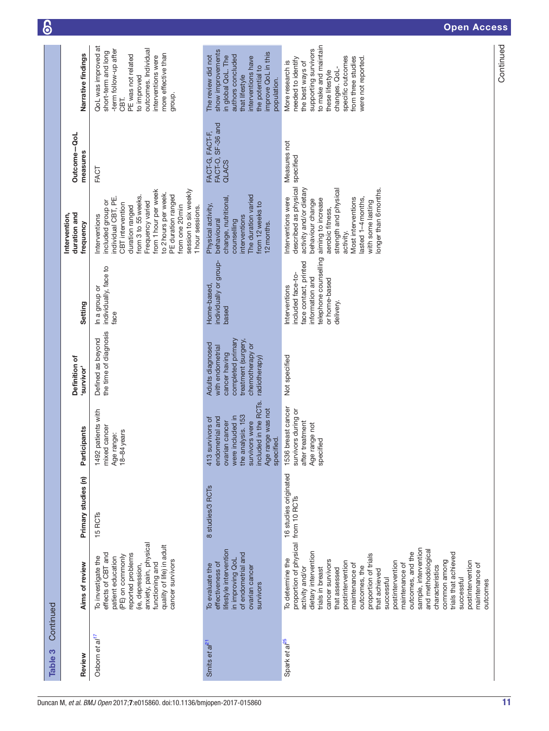**Table 3** Continued

| Review | Aims of review | Primary studies (n) | Participants | Definition of 'survivor' | Setting | Intervention, duration and frequency | Outcome—QoL measures | Narrative findings |
|---|---|---|---|---|---|---|---|---|
| Osborn et al[17] | To investigate the effects of CBT and patient education (PE) on commonly reported problems (ie, depression, anxiety, pain, physical functioning and quality of life) in adult cancer survivors | 15 RCTs | 1492 patients with mixed cancer<br>Age range: 18–84 years | Defined as beyond the time of diagnosis | In a group or individually, face to face | Interventions included group or individual CBT, PE. CBT intervention duration ranged from 3 to 55 weeks. Frequency varied from 1 hour per week to 2 hours per week. PE duration ranged from one 20 min session to six weekly 1 hour sessions. | FACT | QoL was improved at short-term and long-term follow-up after CBT.<br>PE was not related to improved outcomes. Individual interventions were more effective than group. |
| Smits et al[21] | To evaluate the effectiveness of lifestyle intervention in improving QoL of endometrial and ovarian cancer survivors | 8 studies/3 RCTs | 413 survivors of endometrial and ovarian cancer were included in the analysis. 153 survivors were included in the RCTs. Age range was not specified. | Adults diagnosed with endometrial cancer having completed primary treatment (surgery, chemotherapy or radiotherapy) | Home-based, individually or group-based | Physical activity, behavioural change, nutritional, counselling interventions<br>The duration varied from 12 weeks to 12 months. | FACT-G, FACT-F, FACT-O, SF-36 and QLACS | The review did not show improvements in global QoL. The authors concluded that lifestyle interventions have the potential to improve QoL in this population. |
| Spark et al[25] | To determine the proportion of physical activity and/or dietary intervention trials in breast cancer survivors that assessed postintervention maintenance of outcomes, the proportion of trials that achieved successful postintervention maintenance of outcomes, and the sample, intervention and methodological characteristics common among trials that achieved successful postintervention maintenance of outcomes | 16 studies originated from 10 RCTs | 1536 breast cancer survivors during or after treatment<br>Age range not specified | Not specified | Interventions included face-to-face contact, printed information and telephone counselling or home-based delivery. | Interventions were described as physical activity and/or dietary behaviour change aiming to increase aerobic fitness, strength and physical activity.<br>Most interventions lasted 1–4 months, with some lasting longer than 6 months. | Measures not specified | More research is needed to identify the best ways of supporting survivors to make and maintain these lifestyle changes. QoL-specific outcomes from three studies were not reported. |

Continued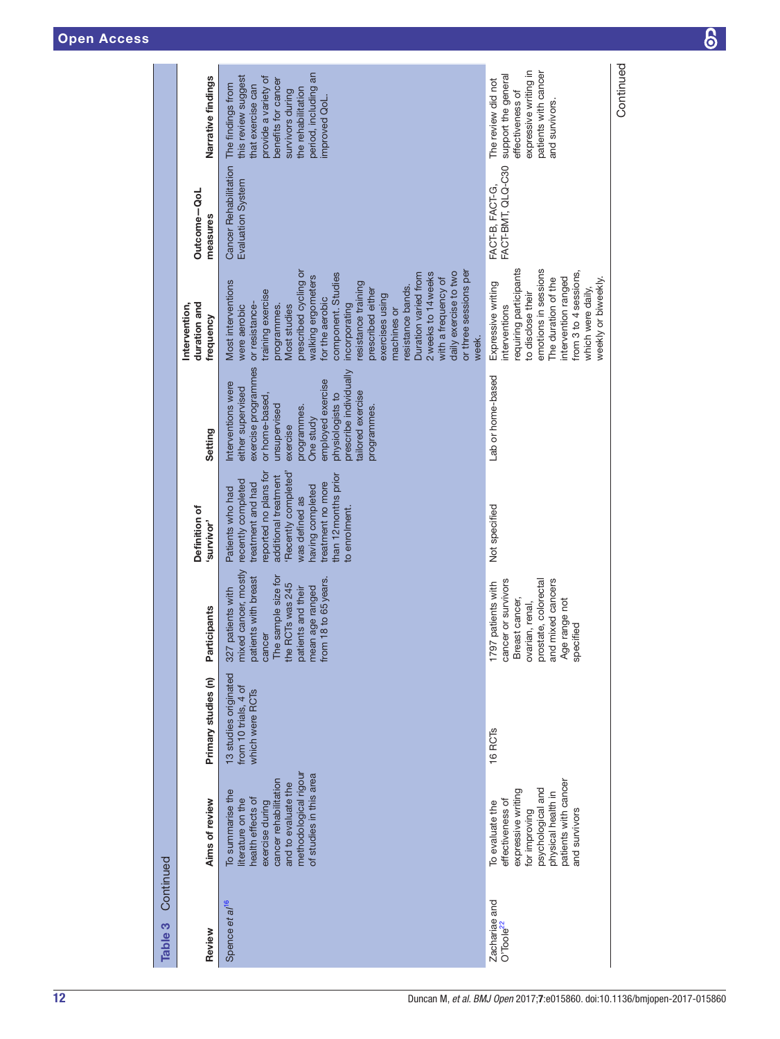**Table 3** Continued

| Review | Aims of review | Primary studies (n) | Participants | Definition of 'survivor' | Setting | Intervention, duration and frequency | Outcome—QoL measures | Narrative findings |
|---|---|---|---|---|---|---|---|---|
| Spence *et al*[16] | To summarise the literature on the health effects of exercise during cancer rehabilitation and to evaluate the methodological rigour of studies in this area | 13 studies originated from 10 trials, 4 of which were RCTs | 327 patients with mixed cancer, mostly patients with breast cancer<br>The sample size for the RCTs was 245 patients and their mean age ranged from 18 to 65 years. | Patients who had recently completed treatment and had reported no plans for additional treatment 'Recently completed' was defined as having completed treatment no more than 12 months prior to enrolment. | Interventions were either supervised exercise programmes or home-based, unsupervised exercise programmes. One study employed exercise physiologists to prescribe individually tailored exercise programmes. | Most interventions were aerobic or resistance-training exercise programmes. Most studies prescribed cycling or walking ergometers for the aerobic component. Studies incorporating resistance training prescribed either exercises using machines or resistance bands. Duration varied from 2 weeks to 14 weeks with a frequency of daily exercise to two or three sessions per week. | Cancer Rehabilitation Evaluation System | The findings from this review suggest that exercise can provide a variety of benefits for cancer survivors during the rehabilitation period, including an improved QoL. |
| Zachariae and O'Toole[22] | To evaluate the effectiveness of expressive writing for improving psychological and physical health in patients with cancer and survivors | 16 RCTs | 1797 patients with cancer or survivors<br>Breast cancer, ovarian, renal, prostate, colorectal and mixed cancers<br>Age range not specified | Not specified | Lab or home-based | Expressive writing interventions requiring participants to disclose their emotions in sessions<br>The duration of the intervention ranged from 3 to 4 sessions, which were daily, weekly or biweekly. | FACT-B, FACT-G, FACT-BMT, QLQ-C30 | The review did not support the general effectiveness of expressive writing in patients with cancer and survivors. |

Continued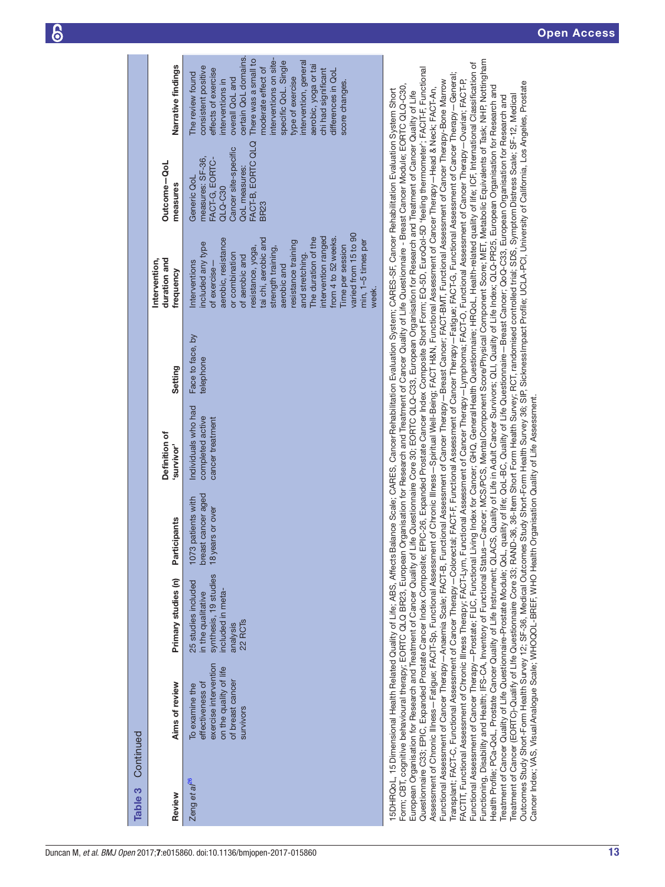**Table 3** Continued

| Review | Aims of review | Primary studies (n) | Participants | Definition of 'survivor' | Setting | Intervention, duration and frequency | Outcome—QoL measures | Narrative findings |
|---|---|---|---|---|---|---|---|---|
| Zeng *et al*[26] | To examine the effectiveness of exercise intervention on the quality of life of breast cancer survivors | 25 studies included in the qualitative synthesis, 19 studies included in meta-analysis 22 RCTs | 1073 patients with breast cancer aged 18 years or over | Individuals who had completed active cancer treatment | Face to face, by telephone | Interventions included any type of exercise—aerobic, resistance or combination of aerobic and resistance, yoga, tai chi, aerobic and strength training, aerobic and resistance training and stretching. The duration of the intervention ranged from 4 to 52 weeks. Time per session varied from 15 to 90 min, 1–5 times per week. | Generic QoL measures: SF-36, FACT-G, EORTC-QLQ-C30 Cancer site-specific QoL measures: FACT-B, EORTC QLQ BR23 | The review found consistent positive effects of exercise interventions in overall QoL and certain QoL domains. There was a small to moderate effect of interventions on site-specific QoL. Single type of exercise intervention, general aerobic, yoga or tai chi had significant differences in QoL score changes. |

15DHRQoL, 15 Dimensional Health Related Quality of Life; ABS, Affects Balance Scale; CARES, Cancer Rehabilitation Evaluation System; CARES-SF, Cancer Rehabilitation Evaluation System Short Form; CBT, cognitive behavioural therapy; EORTC QLQ BR23, European Organisation for Research and Treatment of Cancer Quality of Life Questionnaire - Breast Cancer Module; EORTC QLQ-C30, European Organisation for Research and Treatment of Cancer Quality of Life Questionnaire Core 30; EORTC QLQ-C33, European Organisation for Research and Treatment of Cancer Quality of Life Questionnaire C33; EPIC, Expanded Prostate Cancer Index Composite; EPIC-26, Expanded Prostate Cancer Index Composite Short Form; EQ-5D, EuroQol-5D 'feeling thermometer'; FACIT-F, Functional Assessment of Chronic Illness—Fatigue; FACIT-Sp, Functional Assessment of Chronic Illness—Spiritual Well-Being; FACT H&N, Functional Assessment of Cancer Therapy—Head & Neck; FACT-An, Functional Assessment of Cancer Therapy—Anaemia Scale; FACT-B, Functional Assessment of Cancer Therapy—Breast Cancer; FACT-BMT, Functional Assessment of Cancer Therapy-Bone Marrow Transplant; FACT-C, Functional Assessment of Cancer Therapy—Colorectal; FACT-F, Functional Assessment of Cancer Therapy—Fatigue; FACT-G, Functional Assessment of Cancer Therapy—General; FACTIT, Functional Assessment of Chronic Illness Therapy; FACT-Lym, Functional Assessment of Cancer Therapy—Lymphoma; FACT-O, Functional Assessment of Cancer Therapy—Ovarian; FACT-P, Functional Assessment of Cancer Therapy—Prostate; FLIC, Functional Living Index for Cancer; GHQ, General Health Questionnaire; HRQoL, Health-related quality of life; ICF, International Classification of Functioning, Disability and Health; IFS-CA, Inventory of Functional Status—Cancer; MCS/PCS, Mental Component Score/Physical Component Score; MET, Metabolic Equivalents of Task; NHP, Nottingham Health Profile; PCa-QoL, Prostate Cancer Quality of Life Instrument; QLACS, Quality of Life in Adult Cancer Survivors; QLI, Quality of Life Index; QLQ-PR25, European Organisation for Research and Treatment of Cancer Quality of Life Questionnaire-Prostate Module; QoL, quality of life; QoL-BC, Quality of Life Questionnaire—Breast Cancer; QoQ-C33, European Organisation for Research and Treatment of Cancer (EORTC)-Quality of Life Questionnaire Core 33; RAND-36, 36-Item Short Form Health Survey; RCT, randomised controlled trial; SDS, Symptom Distress Scale; SF-12, Medical Outcomes Study Short-Form Health Survey 12; SF-36, Medical Outcomes Study Short-Form Health Survey 36; SIP, SicknessImpact Profile; UCLA-PCI, University of California, Los Angeles, Prostate Cancer Index; VAS, Visual Analogue Scale; WHOQOL-BREF, WHO Health Organisation Quality of Life Assessment.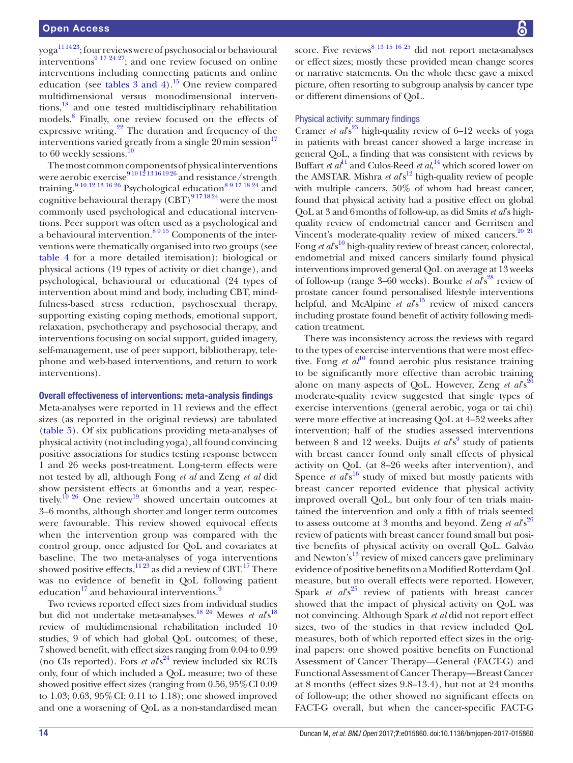yoga[11 14 23]; four reviews were of psychosocial or behavioural interventions[9 17 24 27]; and one review focused on online interventions including connecting patients and online education (see tables 3 and 4).[15] One review compared multidimensional versus monodimensional interventions,[18] and one tested multidisciplinary rehabilitation models.[8] Finally, one review focused on the effects of expressive writing.[22] The duration and frequency of the interventions varied greatly from a single 20 min session[17] to 60 weekly sessions.[10]

The most common components of physical interventions were aerobic exercise[9 10 12 13 16 19 26] and resistance/strength training.[9 10 12 13 16 26] Psychological education[8 9 17 18 24] and cognitive behavioural therapy (CBT)[9 17 18 24] were the most commonly used psychological and educational interventions. Peer support was often used as a psychological and a behavioural intervention.[8 9 15] Components of the interventions were thematically organised into two groups (see table 4 for a more detailed itemisation): biological or physical actions (19 types of activity or diet change), and psychological, behavioural or educational (24 types of intervention about mind and body, including CBT, mindfulness-based stress reduction, psychosexual therapy, supporting existing coping methods, emotional support, relaxation, psychotherapy and psychosocial therapy, and interventions focusing on social support, guided imagery, self-management, use of peer support, bibliotherapy, telephone and web-based interventions, and return to work interventions).

### Overall effectiveness of interventions: meta-analysis findings

Meta-analyses were reported in 11 reviews and the effect sizes (as reported in the original reviews) are tabulated (table 5). Of six publications providing meta-analyses of physical activity (not including yoga), all found convincing positive associations for studies testing response between 1 and 26 weeks post-treatment. Long-term effects were not tested by all, although Fong *et al* and Zeng *et al* did show persistent effects at 6 months and a year, respectively.[10 26] One review[19] showed uncertain outcomes at 3–6 months, although shorter and longer term outcomes were favourable. This review showed equivocal effects when the intervention group was compared with the control group, once adjusted for QoL and covariates at baseline. The two meta-analyses of yoga interventions showed positive effects,[11 23] as did a review of CBT.[17] There was no evidence of benefit in QoL following patient education[17] and behavioural interventions.[9]

Two reviews reported effect sizes from individual studies but did not undertake meta-analyses.[18 24] Mewes *et al*'s[18] review of multidimensional rehabilitation included 10 studies, 9 of which had global QoL outcomes; of these, 7 showed benefit, with effect sizes ranging from 0.04 to 0.99 (no CIs reported). Fors *et al*'s[24] review included six RCTs only, four of which included a QoL measure; two of these showed positive effect sizes (ranging from 0.56, 95% CI 0.09 to 1.03; 0.63, 95% CI: 0.11 to 1.18); one showed improved and one a worsening of QoL as a non-standardised mean score. Five reviews[8 13 15 16 25] did not report meta-analyses or effect sizes; mostly these provided mean change scores or narrative statements. On the whole these gave a mixed picture, often resorting to subgroup analysis by cancer type or different dimensions of QoL.

### Physical activity: summary findings

Cramer *et al*'s[23] high-quality review of 6–12 weeks of yoga in patients with breast cancer showed a large increase in general QoL, a finding that was consistent with reviews by Buffart *et al*[11] and Culos-Reed *et al*,[14] which scored lower on the AMSTAR. Mishra *et al*'s[12] high-quality review of people with multiple cancers, 50% of whom had breast cancer, found that physical activity had a positive effect on global QoL at 3 and 6 months of follow-up, as did Smits *et al*'s high-quality review of endometrial cancer and Gerritsen and Vincent's moderate-quality review of mixed cancers.[20 21] Fong *et al*'s[10] high-quality review of breast cancer, colorectal, endometrial and mixed cancers similarly found physical interventions improved general QoL on average at 13 weeks of follow-up (range 3–60 weeks). Bourke *et al*'s[28] review of prostate cancer found personalised lifestyle interventions helpful, and McAlpine *et al*'s[15] review of mixed cancers including prostate found benefit of activity following medication treatment.

There was inconsistency across the reviews with regard to the types of exercise interventions that were most effective. Fong *et al*[10] found aerobic plus resistance training to be significantly more effective than aerobic training alone on many aspects of QoL. However, Zeng *et al*'s[26] moderate-quality review suggested that single types of exercise interventions (general aerobic, yoga or tai chi) were more effective at increasing QoL at 4–52 weeks after intervention; half of the studies assessed interventions between 8 and 12 weeks. Duijts *et al*'s[9] study of patients with breast cancer found only small effects of physical activity on QoL (at 8–26 weeks after intervention), and Spence *et al*'s[16] study of mixed but mostly patients with breast cancer reported evidence that physical activity improved overall QoL, but only four of ten trials maintained the intervention and only a fifth of trials seemed to assess outcome at 3 months and beyond. Zeng *et al*'s[26] review of patients with breast cancer found small but positive benefits of physical activity on overall QoL. Galvão and Newton's[13] review of mixed cancers gave preliminary evidence of positive benefits on a Modified Rotterdam QoL measure, but no overall effects were reported. However, Spark *et al*'s[25] review of patients with breast cancer showed that the impact of physical activity on QoL was not convincing. Although Spark *et al* did not report effect sizes, two of the studies in that review included QoL measures, both of which reported effect sizes in the original papers: one showed positive benefits on Functional Assessment of Cancer Therapy—General (FACT-G) and Functional Assessment of Cancer Therapy—Breast Cancer at 8 months (effect sizes 9.8–13.4), but not at 24 months of follow-up; the other showed no significant effects on FACT-G overall, but when the cancer-specific FACT-G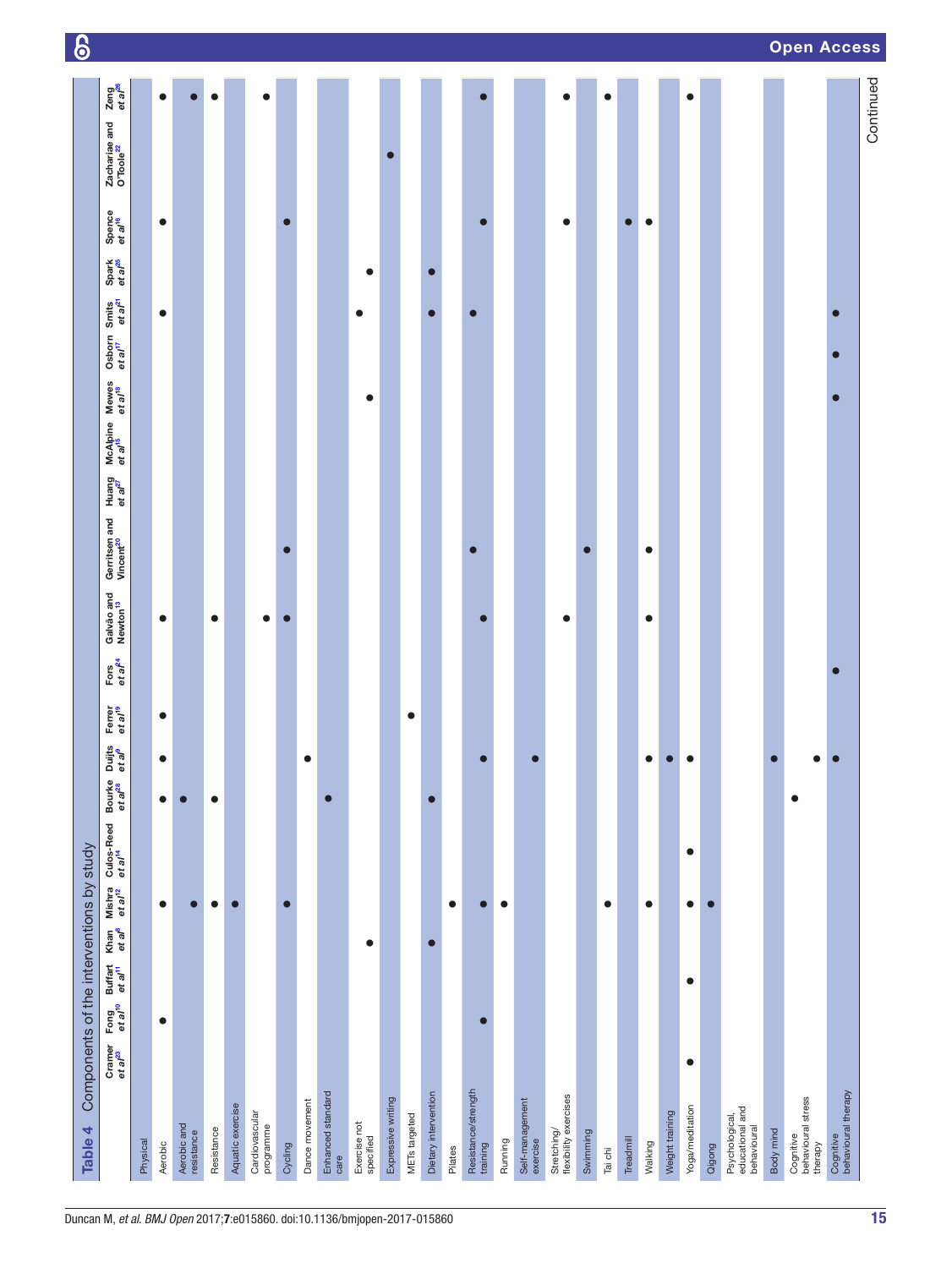**Table 4** Components of the interventions by study

| | Cramer et al[23] | Fong et al[10] | Buffart et al[11] | Khan et al[8] | Mishra et al[12] | Culos-Reed et al[14] | Bourke et al[28] | Duijts et al[9] | Ferrer et al[19] | Fors et al[24] | Galvão and Newton[13] | Gerritsen and Vincent[20] | Huang et al[27] | McAlpine et al[5] | Mewes et al[18] | Osborn et al[17] | Smits et al[21] | Spark et al[25] | Spence et al[16] | Zachariae and O'Toole[22] | Zeng et al[26] |
|---|---|---|---|---|---|---|---|---|---|---|---|---|---|---|---|---|---|---|---|---|---|
| **Physical** | | | | | | | | | | | | | | | | | | | | | |
| Aerobic | | ● | | | ● | | ● | ● | ● | | ● | | | | | | ● | | ● | | ● |
| Aerobic and resistance | | | | | ● | | ● | | | | | | | | | | | | | | ● |
| Resistance | | | | | ● | | ● | | | | ● | | | | | | | | | | ● |
| Aquatic exercise | | | | | ● | | | | | | | | | | | | | | | | |
| Cardiovascular programme | | | | | | | | | | | ● | | | | | | | | | | ● |
| Cycling | | | | | ● | | | | | | ● | ● | | | | | | | ● | | |
| Dance movement | | | | | | | | ● | | | | | | | | | | | | | |
| Enhanced standard care | | | | | | | ● | | | | | | | | | | | | | | |
| Exercise not specified | | | | ● | | | | | | | | | | | ● | | ● | ● | | | |
| Expressive writing | | | | | | | | | | | | | | | | | | | | ● | |
| METs targeted | | | | | | | | | ● | | | | | | | | | | | | |
| Dietary intervention | | | | ● | | | ● | | | | | | | | | | ● | ● | | | |
| Pilates | | | | | ● | | | | | | | | | | | | | | | | |
| Resistance/strength training | | ● | | | ● | | | ● | | | ● | ● | | | | | ● | | ● | | ● |
| Running | | | | | ● | | | | | | | | | | | | | | | | |
| Self-management exercise | | | | | | | | ● | | | | | | | | | | | | | |
| Stretching/flexibility exercises | | | | | | | | | | | ● | | | | | | | | ● | | ● |
| Swimming | | | | | | | | | | | | ● | | | | | | | | | |
| Tai chi | | | | | ● | | | | | | | | | | | | | | | | ● |
| Treadmill | | | | | | | | | | | | | | | | | | | ● | | |
| Walking | | | | | ● | | | ● | | | ● | ● | | | | | | | ● | | |
| Weight training | | | | | | | | ● | | | | | | | | | | | | | |
| Yoga/meditation | ● | | ● | | ● | ● | | ● | | | | | | | | | | | | | ● |
| Qigong | | | | | ● | | | | | | | | | | | | | | | | |
| **Psychological, educational and behavioural** | | | | | | | | | | | | | | | | | | | | | |
| Body mind | | | | | | | | ● | | | | | | | | | | | | | |
| Cognitive behavioural stress therapy | | | | | | | ● | ● | | | | | | | | | | | | | |
| Cognitive behavioural therapy | | | | | | | | ● | | ● | | | | | ● | ● | ● | | | | |

Continued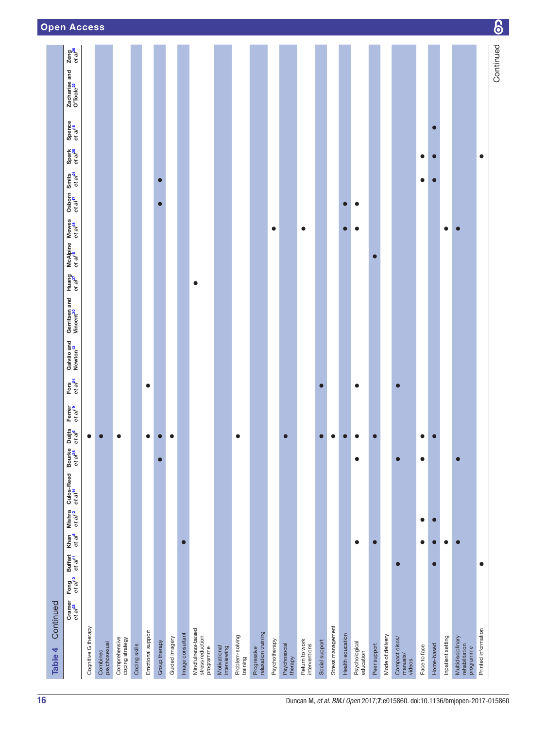**Table 4** Continued

| | Cramer *et al*[28] | Fong *et al*[10] | Buffart *et al*[11] | Khan *et al*[8] | Mishra *et al*[12] | Culos-Reed *et al*[14] | Bourke *et al*[23] | Duijts *et al*[9] | Ferrer *et al*[19] | Fors *et al*[24] | Galvão and Newton[13] | Gerritsen and Vincent[20] | Huang *et al*[27] | McAlpine *et al*[15] | Mewes *et al*[18] | Osborn *et al*[17] | Smits *et al*[21] | Spark *et al*[25] | Spence *et al*[16] | Zachariae and O'Toole[22] | Zeng *et al*[26] |
|---|---|---|---|---|---|---|---|---|---|---|---|---|---|---|---|---|---|---|---|---|---|
| Cognitive G therapy | | | | | | | | ● | | | | | | | | | | | | | |
| Combined psychosexual | | | | | | | | ● | | | | | | | | | | | | | |
| Comprehensive coping strategy | | | | | | | | ● | | | | | | | | | | | | | |
| Coping skills | | | | | | | | | | | | | | | | | | | | | |
| Emotional support | | | | | | | | ● | | ● | | | | | | | | | | | |
| Group therapy | | | | | | | ● | ● | | | | | | | | ● | ● | | | | |
| Guided imagery | | | | | | | | ● | | | | | | | | | | | | | |
| Image consultant | | | | ● | | | | | | | | | | | | | | | | | |
| Mindfulness-based stress reduction programme | | | | | | | | | | | | | ● | | | | | | | | |
| Motivational interviewing | | | | | | | | | | | | | | | | | | | | | |
| Problem-solving training | | | | | | | | ● | | | | | | | | | | | | | |
| Progressive relaxation training | | | | | | | | | | | | | | | | | | | | | |
| Psychotherapy | | | | | | | | | | | | | | | ● | | | | | | |
| Psychosocial therapy | | | | | | | | ● | | | | | | | | | | | | | |
| Return to work interventions | | | | | | | | | | | | | | | ● | | | | | | |
| Social support | | | | | | | | ● | | ● | | | | | | | | | | | |
| Stress management | | | | | | | | ● | | | | | | | | | | | | | |
| Health education | | | | | | | | ● | | | | | | | ● | ● | | | | | |
| Psychological education | | | | ● | | | ● | ● | | ● | | | | | ● | ● | | | | | |
| Peer support | | | | ● | | | | ● | | | | | | ● | | | | | | | |
| Mode of delivery | | | | | | | | | | | | | | | | | | | | | |
| Compact discs/manuals/videos | | | ● | | | | ● | | | ● | | | | | | | | | | | |
| Face to face | | | | ● | ● | | ● | ● | | | | | | | | | ● | ● | | | |
| Home-based | | | ● | ● | ● | | | ● | | | | | | | | | ● | ● | ● | | |
| Inpatient setting | | | | ● | | | | | | | | | | | ● | | | | | | |
| Multidisciplinary rehabilitation programme | | | | ● | | | ● | | | | | | | | ● | | | | | | |
| Printed information | | | ● | | | | | | | | | | | | | | | ● | | | |

Continued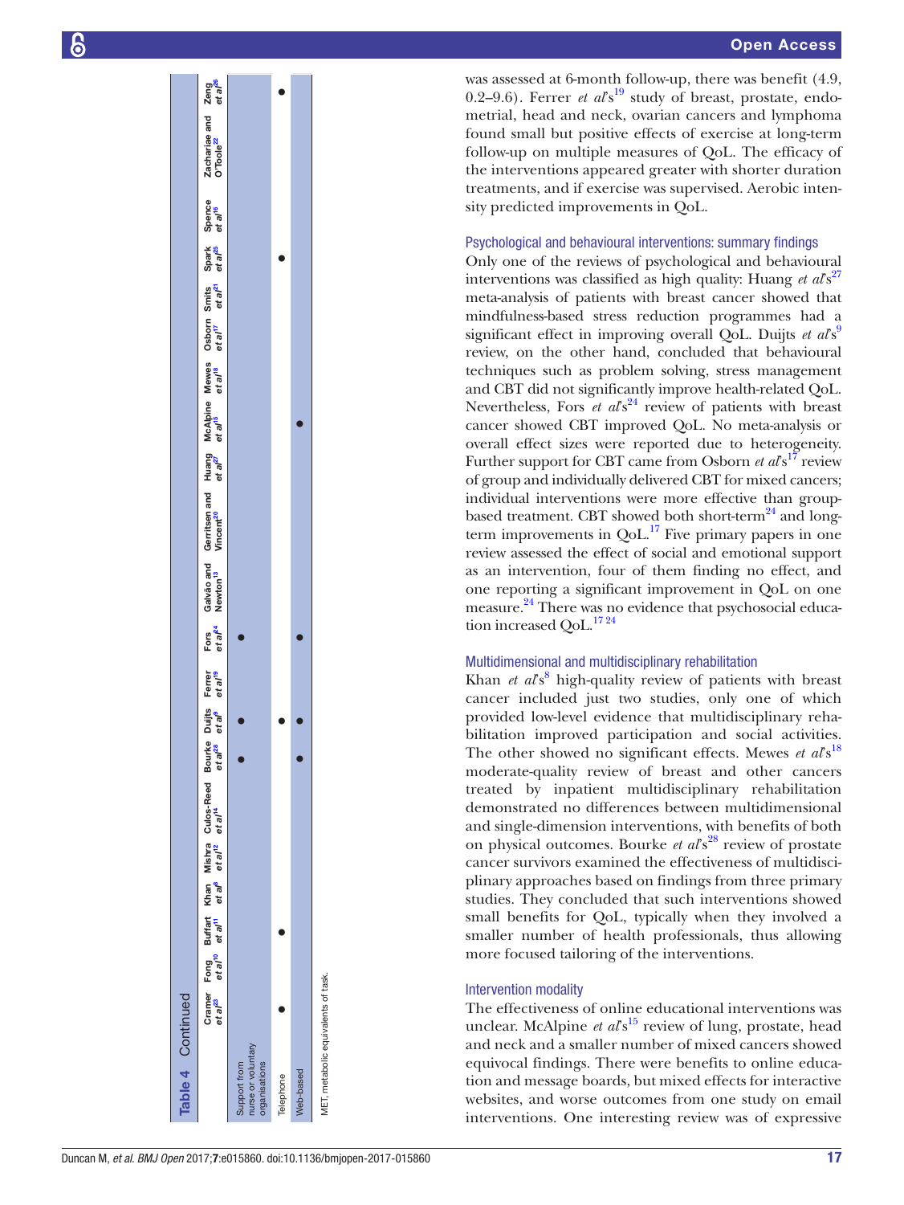**Table 4** Continued

| | Cramer *et al*[23] | Fong *et al*[10] | Buffart *et al*[11] | Khan *et al*[8] | Mishra *et al*[12] | Culos-Reed *et al*[14] | Bourke *et al*[28] | Duijts *et al*[9] | Ferrer *et al*[19] | Fors *et al*[24] | Galvão and Newton[13] | Gerritsen and Vincent[20] | Huang *et al*[27] | McAlpine *et al*[15] | Mewes *et al*[18] | Osborn *et al*[17] | Smits *et al*[21] | Spark *et al*[25] | Spence *et al*[16] | Zachariae and O'Toole[22] | Zeng *et al*[26] |
|---|---|---|---|---|---|---|---|---|---|---|---|---|---|---|---|---|---|---|---|---|---|
| Support from nurse or voluntary organisations | | | | | | | ● | ● | | ● | | | | | | | | | | | |
| Telephone | ● | | ● | | | | | ● | | | | | | | | | | ● | | | ● |
| Web-based | | | | | | | ● | ● | | ● | | | | ● | | | | | | | |

MET, metabolic equivalents of task.

was assessed at 6-month follow-up, there was benefit (4.9, 0.2–9.6). Ferrer *et al*'s[19] study of breast, prostate, endometrial, head and neck, ovarian cancers and lymphoma found small but positive effects of exercise at long-term follow-up on multiple measures of QoL. The efficacy of the interventions appeared greater with shorter duration treatments, and if exercise was supervised. Aerobic intensity predicted improvements in QoL.

### Psychological and behavioural interventions: summary findings

Only one of the reviews of psychological and behavioural interventions was classified as high quality: Huang *et al*'s[27] meta-analysis of patients with breast cancer showed that mindfulness-based stress reduction programmes had a significant effect in improving overall QoL. Duijts *et al*'s[9] review, on the other hand, concluded that behavioural techniques such as problem solving, stress management and CBT did not significantly improve health-related QoL. Nevertheless, Fors *et al*'s[24] review of patients with breast cancer showed CBT improved QoL. No meta-analysis or overall effect sizes were reported due to heterogeneity. Further support for CBT came from Osborn *et al*'s[17] review of group and individually delivered CBT for mixed cancers; individual interventions were more effective than group-based treatment. CBT showed both short-term[24] and long-term improvements in QoL.[17] Five primary papers in one review assessed the effect of social and emotional support as an intervention, four of them finding no effect, and one reporting a significant improvement in QoL on one measure.[24] There was no evidence that psychosocial education increased QoL.[17 24]

### Multidimensional and multidisciplinary rehabilitation

Khan *et al*'s[8] high-quality review of patients with breast cancer included just two studies, only one of which provided low-level evidence that multidisciplinary rehabilitation improved participation and social activities. The other showed no significant effects. Mewes *et al*'s[18] moderate-quality review of breast and other cancers treated by inpatient multidisciplinary rehabilitation demonstrated no differences between multidimensional and single-dimension interventions, with benefits of both on physical outcomes. Bourke *et al*'s[28] review of prostate cancer survivors examined the effectiveness of multidisciplinary approaches based on findings from three primary studies. They concluded that such interventions showed small benefits for QoL, typically when they involved a smaller number of health professionals, thus allowing more focused tailoring of the interventions.

### Intervention modality

The effectiveness of online educational interventions was unclear. McAlpine *et al*'s[15] review of lung, prostate, head and neck and a smaller number of mixed cancers showed equivocal findings. There were benefits to online education and message boards, but mixed effects for interactive websites, and worse outcomes from one study on email interventions. One interesting review was of expressive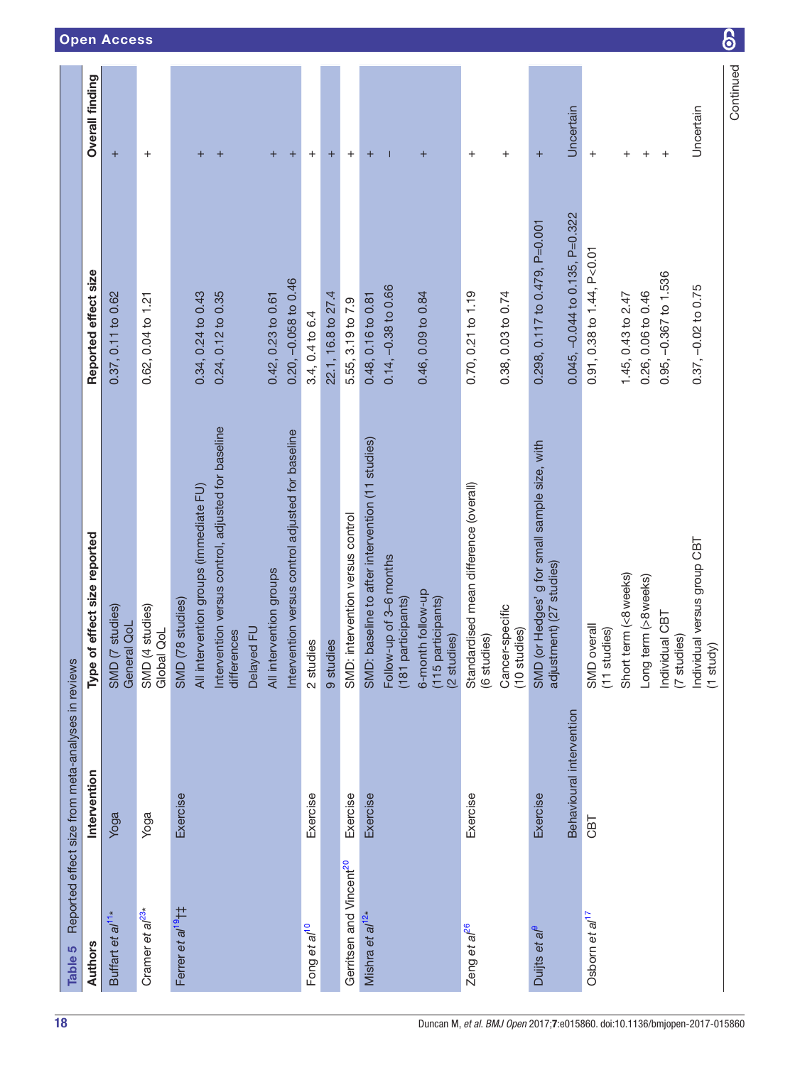**Table 5** Reported effect size from meta-analyses in reviews

| Authors | Intervention | Type of effect size reported | Reported effect size | Overall finding |
|---|---|---|---|---|
| Buffart *et al*[11]* | Yoga | SMD (7 studies) General QoL | 0.37, 0.11 to 0.62 | + |
| Cramer *et al*[23]* | Yoga | SMD (4 studies) Global QoL | 0.62, 0.04 to 1.21 | + |
| Ferrer *et al*[19]†‡ | Exercise | SMD (78 studies) | | |
| | | All intervention groups (immediate FU) | 0.34, 0.24 to 0.43 | + |
| | | Intervention versus control, adjusted for baseline differences | 0.24, 0.12 to 0.35 | + |
| | | Delayed FU | | |
| | | All intervention groups | 0.42, 0.23 to 0.61 | + |
| | | Intervention versus control adjusted for baseline | 0.20, −0.058 to 0.46 | + |
| Fong *et al*[10] | Exercise | 2 studies | 3.4, 0.4 to 6.4 | + |
| | | 9 studies | 22.1, 16.8 to 27.4 | + |
| Gerritsen and Vincent[20] | Exercise | SMD: intervention versus control | 5.55, 3.19 to 7.9 | + |
| Mishra *et al*[12]* | Exercise | SMD: baseline to after intervention (11 studies) | 0.48, 0.16 to 0.81 | + |
| | | Follow-up of 3–6 months (181 participants) | 0.14, −0.38 to 0.66 | – |
| | | 6-month follow-up (115 participants) (2 studies) | 0.46, 0.09 to 0.84 | + |
| Zeng *et al*[26] | Exercise | Standardised mean difference (overall) (6 studies) | 0.70, 0.21 to 1.19 | + |
| | | Cancer-specific (10 studies) | 0.38, 0.03 to 0.74 | + |
| Duijts *et al*[8] | Exercise | SMD (or Hedges' g for small sample size, with adjustment) (27 studies) | 0.298, 0.117 to 0.479, P=0.001 | + |
| | Behavioural intervention | | 0.045, −0.044 to 0.135, P=0.322 | Uncertain |
| Osborn *et al*[17] | CBT | SMD overall (11 studies) | 0.91, 0.38 to 1.44, P<0.01 | + |
| | | Short term (<8 weeks) | 1.45, 0.43 to 2.47 | + |
| | | Long term (>8 weeks) | 0.26, 0.06 to 0.46 | + |
| | | Individual CBT (7 studies) | 0.95, −0.367 to 1.536 | + |
| | | Individual versus group CBT (1 study) | 0.37, −0.02 to 0.75 | Uncertain |

Continued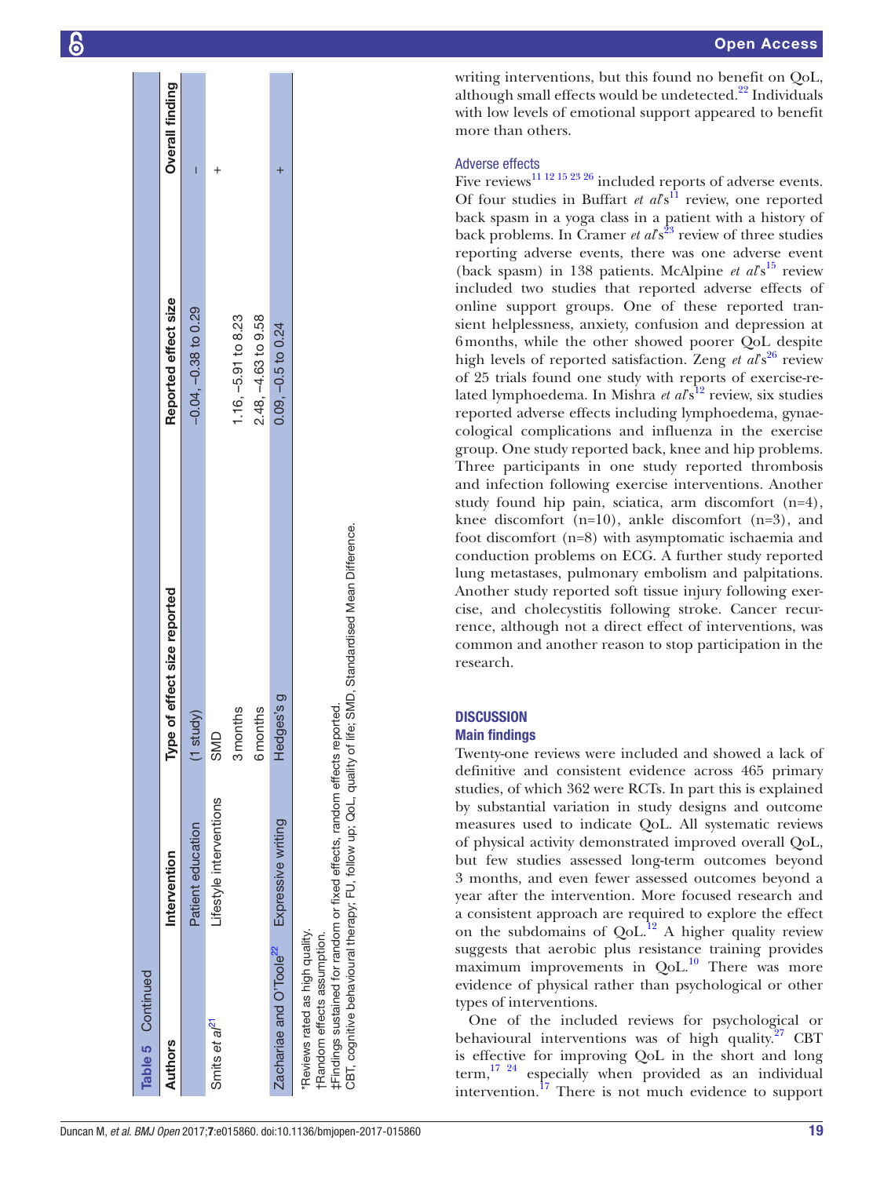Table 5 Continued

| Authors | Intervention | Type of effect size reported | Reported effect size | Overall finding |
|---|---|---|---|---|
| | Patient education | (1 study) | −0.04, −0.38 to 0.29 | – |
| Smits *et al*[21] | Lifestyle interventions | SMD | | + |
| | | 3 months | 1.16, −5.91 to 8.23 | |
| | | 6 months | 2.48, −4.63 to 9.58 | |
| Zachariae and O'Toole[22] | Expressive writing | Hedges's g | 0.09, −0.5 to 0.24 | + |

*Reviews rated as high quality.
†Random effects assumption.
‡Findings sustained for random or fixed effects, random effects reported.
CBT, cognitive behavioural therapy; FU, follow up; QoL, quality of life; SMD, Standardised Mean Difference.

writing interventions, but this found no benefit on QoL, although small effects would be undetected.[22] Individuals with low levels of emotional support appeared to benefit more than others.

### Adverse effects

Five reviews[11 12 15 23 26] included reports of adverse events. Of four studies in Buffart *et al*'s[11] review, one reported back spasm in a yoga class in a patient with a history of back problems. In Cramer *et al*'s[23] review of three studies reporting adverse events, there was one adverse event (back spasm) in 138 patients. McAlpine *et al*'s[15] review included two studies that reported adverse effects of online support groups. One of these reported transient helplessness, anxiety, confusion and depression at 6 months, while the other showed poorer QoL despite high levels of reported satisfaction. Zeng *et al*'s[26] review of 25 trials found one study with reports of exercise-related lymphoedema. In Mishra *et al*'s[12] review, six studies reported adverse effects including lymphoedema, gynaecological complications and influenza in the exercise group. One study reported back, knee and hip problems. Three participants in one study reported thrombosis and infection following exercise interventions. Another study found hip pain, sciatica, arm discomfort (n=4), knee discomfort (n=10), ankle discomfort (n=3), and foot discomfort (n=8) with asymptomatic ischaemia and conduction problems on ECG. A further study reported lung metastases, pulmonary embolism and palpitations. Another study reported soft tissue injury following exercise, and cholecystitis following stroke. Cancer recurrence, although not a direct effect of interventions, was common and another reason to stop participation in the research.

## DISCUSSION

### Main findings

Twenty-one reviews were included and showed a lack of definitive and consistent evidence across 465 primary studies, of which 362 were RCTs. In part this is explained by substantial variation in study designs and outcome measures used to indicate QoL. All systematic reviews of physical activity demonstrated improved overall QoL, but few studies assessed long-term outcomes beyond 3 months, and even fewer assessed outcomes beyond a year after the intervention. More focused research and a consistent approach are required to explore the effect on the subdomains of QoL.[12] A higher quality review suggests that aerobic plus resistance training provides maximum improvements in QoL.[10] There was more evidence of physical rather than psychological or other types of interventions.

One of the included reviews for psychological or behavioural interventions was of high quality.[27] CBT is effective for improving QoL in the short and long term,[17 24] especially when provided as an individual intervention.[17] There is not much evidence to support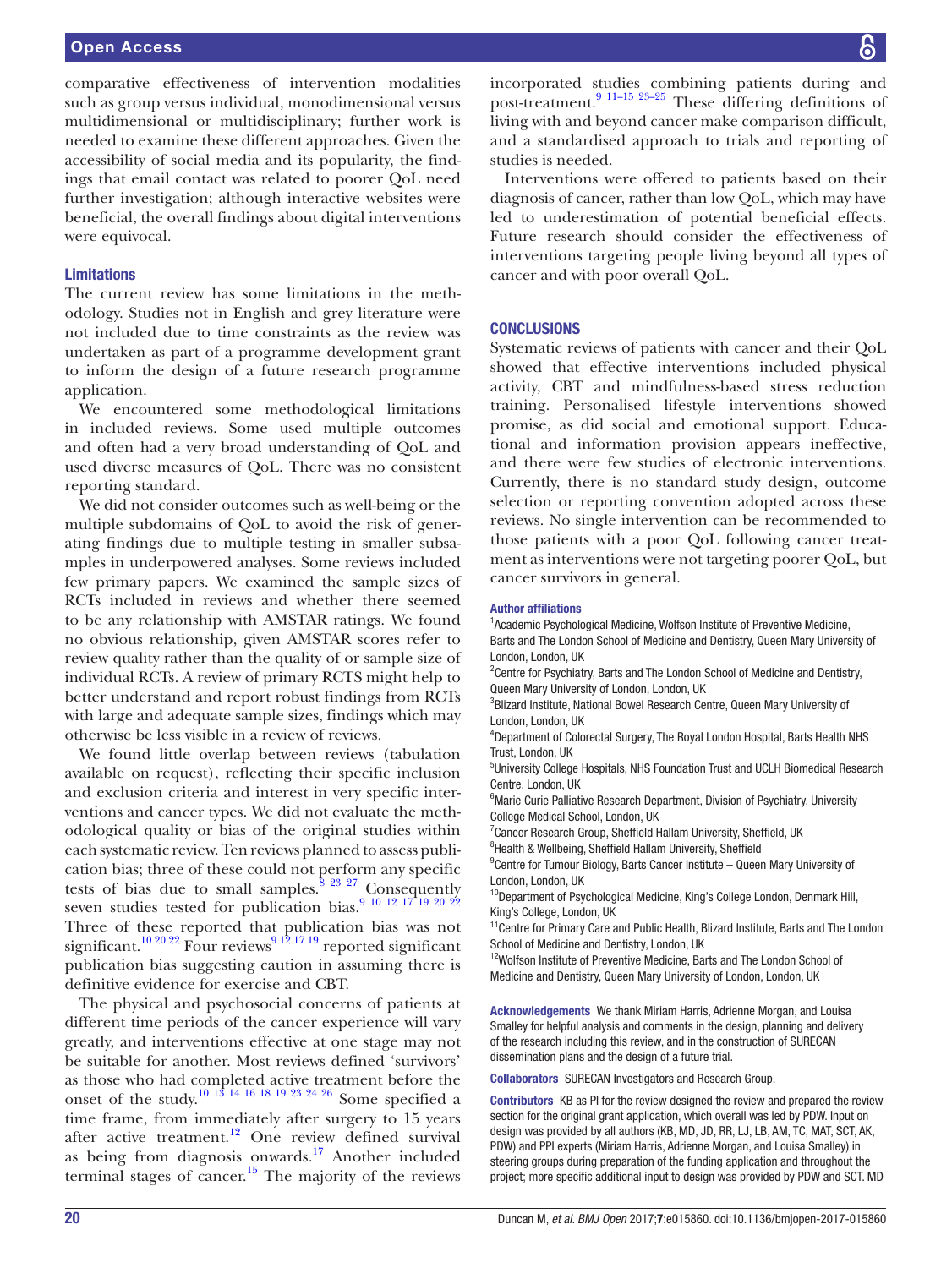comparative effectiveness of intervention modalities such as group versus individual, monodimensional versus multidimensional or multidisciplinary; further work is needed to examine these different approaches. Given the accessibility of social media and its popularity, the findings that email contact was related to poorer QoL need further investigation; although interactive websites were beneficial, the overall findings about digital interventions were equivocal.

### Limitations

The current review has some limitations in the methodology. Studies not in English and grey literature were not included due to time constraints as the review was undertaken as part of a programme development grant to inform the design of a future research programme application.

We encountered some methodological limitations in included reviews. Some used multiple outcomes and often had a very broad understanding of QoL and used diverse measures of QoL. There was no consistent reporting standard.

We did not consider outcomes such as well-being or the multiple subdomains of QoL to avoid the risk of generating findings due to multiple testing in smaller subsamples in underpowered analyses. Some reviews included few primary papers. We examined the sample sizes of RCTs included in reviews and whether there seemed to be any relationship with AMSTAR ratings. We found no obvious relationship, given AMSTAR scores refer to review quality rather than the quality of or sample size of individual RCTs. A review of primary RCTS might help to better understand and report robust findings from RCTs with large and adequate sample sizes, findings which may otherwise be less visible in a review of reviews.

We found little overlap between reviews (tabulation available on request), reflecting their specific inclusion and exclusion criteria and interest in very specific interventions and cancer types. We did not evaluate the methodological quality or bias of the original studies within each systematic review. Ten reviews planned to assess publication bias; three of these could not perform any specific tests of bias due to small samples.[8 23 27] Consequently seven studies tested for publication bias.[9 10 12 17 19 20 22] Three of these reported that publication bias was not significant.[10 20 22] Four reviews[9 12 17 19] reported significant publication bias suggesting caution in assuming there is definitive evidence for exercise and CBT.

The physical and psychosocial concerns of patients at different time periods of the cancer experience will vary greatly, and interventions effective at one stage may not be suitable for another. Most reviews defined 'survivors' as those who had completed active treatment before the onset of the study.[10 13 14 16 18 19 23 24 26] Some specified a time frame, from immediately after surgery to 15 years after active treatment.[12] One review defined survival as being from diagnosis onwards.[17] Another included terminal stages of cancer.[15] The majority of the reviews incorporated studies combining patients during and post-treatment.[9 11–15 23–25] These differing definitions of living with and beyond cancer make comparison difficult, and a standardised approach to trials and reporting of studies is needed.

Interventions were offered to patients based on their diagnosis of cancer, rather than low QoL, which may have led to underestimation of potential beneficial effects. Future research should consider the effectiveness of interventions targeting people living beyond all types of cancer and with poor overall QoL.

## CONCLUSIONS

Systematic reviews of patients with cancer and their QoL showed that effective interventions included physical activity, CBT and mindfulness-based stress reduction training. Personalised lifestyle interventions showed promise, as did social and emotional support. Educational and information provision appears ineffective, and there were few studies of electronic interventions. Currently, there is no standard study design, outcome selection or reporting convention adopted across these reviews. No single intervention can be recommended to those patients with a poor QoL following cancer treatment as interventions were not targeting poorer QoL, but cancer survivors in general.

**Author affiliations**

[1]Academic Psychological Medicine, Wolfson Institute of Preventive Medicine, Barts and The London School of Medicine and Dentistry, Queen Mary University of London, London, UK
[2]Centre for Psychiatry, Barts and The London School of Medicine and Dentistry, Queen Mary University of London, London, UK
[3]Blizard Institute, National Bowel Research Centre, Queen Mary University of London, London, UK
[4]Department of Colorectal Surgery, The Royal London Hospital, Barts Health NHS Trust, London, UK
[5]University College Hospitals, NHS Foundation Trust and UCLH Biomedical Research Centre, London, UK
[6]Marie Curie Palliative Research Department, Division of Psychiatry, University College Medical School, London, UK
[7]Cancer Research Group, Sheffield Hallam University, Sheffield, UK
[8]Health & Wellbeing, Sheffield Hallam University, Sheffield
[9]Centre for Tumour Biology, Barts Cancer Institute – Queen Mary University of London, London, UK
[10]Department of Psychological Medicine, King's College London, Denmark Hill, King's College, London, UK
[11]Centre for Primary Care and Public Health, Blizard Institute, Barts and The London School of Medicine and Dentistry, London, UK
[12]Wolfson Institute of Preventive Medicine, Barts and The London School of Medicine and Dentistry, Queen Mary University of London, London, UK

**Acknowledgements** We thank Miriam Harris, Adrienne Morgan, and Louisa Smalley for helpful analysis and comments in the design, planning and delivery of the research including this review, and in the construction of SURECAN dissemination plans and the design of a future trial.

**Collaborators** SURECAN Investigators and Research Group.

**Contributors** KB as PI for the review designed the review and prepared the review section for the original grant application, which overall was led by PDW. Input on design was provided by all authors (KB, MD, JD, RR, LJ, LB, AM, TC, MAT, SCT, AK, PDW) and PPI experts (Miriam Harris, Adrienne Morgan, and Louisa Smalley) in steering groups during preparation of the funding application and throughout the project; more specific additional input to design was provided by PDW and SCT. MD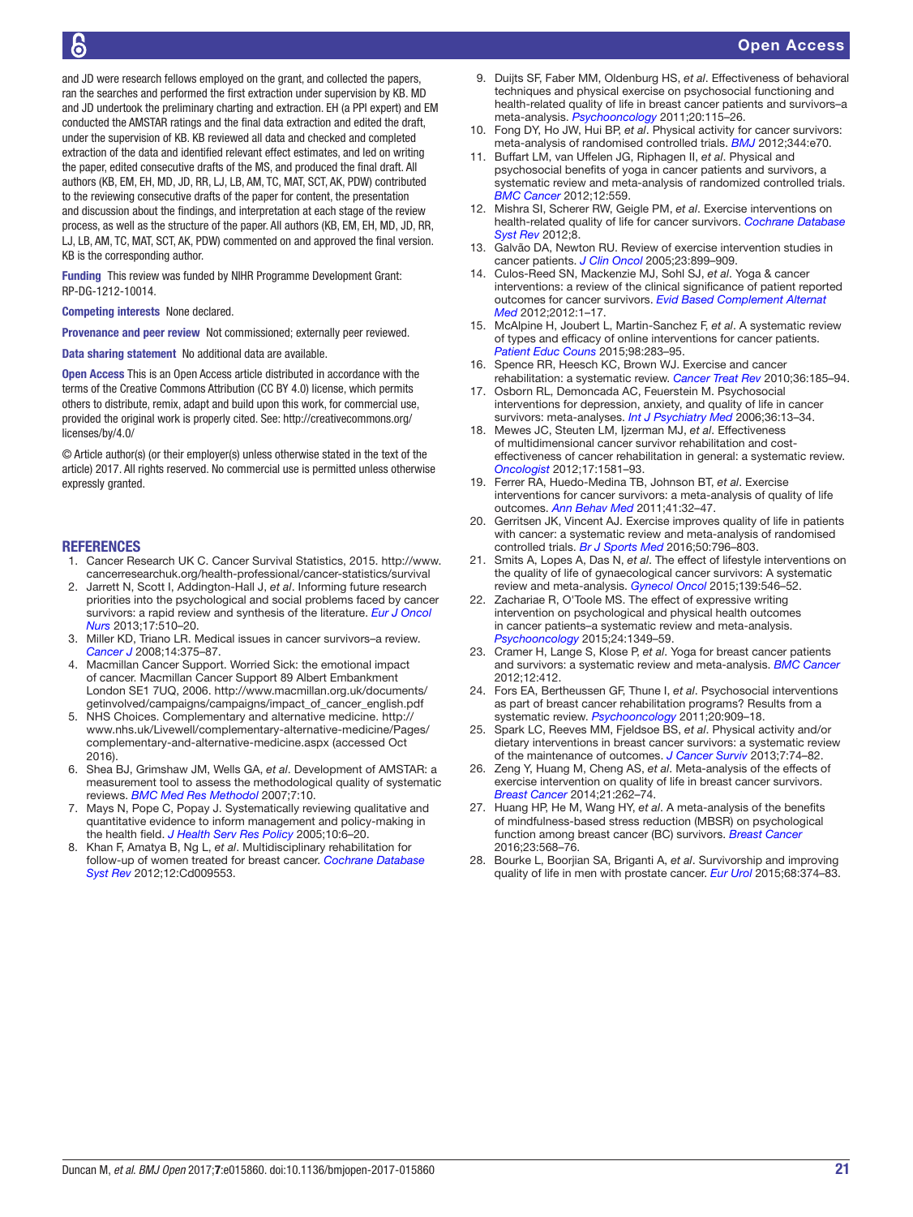and JD were research fellows employed on the grant, and collected the papers, ran the searches and performed the first extraction under supervision by KB. MD and JD undertook the preliminary charting and extraction. EH (a PPI expert) and EM conducted the AMSTAR ratings and the final data extraction and edited the draft, under the supervision of KB. KB reviewed all data and checked and completed extraction of the data and identified relevant effect estimates, and led on writing the paper, edited consecutive drafts of the MS, and produced the final draft. All authors (KB, EM, EH, MD, JD, RR, LJ, LB, AM, TC, MAT, SCT, AK, PDW) contributed to the reviewing consecutive drafts of the paper for content, the presentation and discussion about the findings, and interpretation at each stage of the review process, as well as the structure of the paper. All authors (KB, EM, EH, MD, JD, RR, LJ, LB, AM, TC, MAT, SCT, AK, PDW) commented on and approved the final version. KB is the corresponding author.

**Funding** This review was funded by NIHR Programme Development Grant: RP-DG-1212-10014.

**Competing interests** None declared.

**Provenance and peer review** Not commissioned; externally peer reviewed.

**Data sharing statement** No additional data are available.

**Open Access** This is an Open Access article distributed in accordance with the terms of the Creative Commons Attribution (CC BY 4.0) license, which permits others to distribute, remix, adapt and build upon this work, for commercial use, provided the original work is properly cited. See: http://creativecommons.org/licenses/by/4.0/

© Article author(s) (or their employer(s) unless otherwise stated in the text of the article) 2017. All rights reserved. No commercial use is permitted unless otherwise expressly granted.

## REFERENCES

1. Cancer Research UK C. Cancer Survival Statistics, 2015. http://www.cancerresearchuk.org/health-professional/cancer-statistics/survival
2. Jarrett N, Scott I, Addington-Hall J, *et al*. Informing future research priorities into the psychological and social problems faced by cancer survivors: a rapid review and synthesis of the literature. *Eur J Oncol Nurs* 2013;17:510–20.
3. Miller KD, Triano LR. Medical issues in cancer survivors–a review. *Cancer J* 2008;14:375–87.
4. Macmillan Cancer Support. Worried Sick: the emotional impact of cancer. Macmillan Cancer Support 89 Albert Embankment London SE1 7UQ, 2006. http://www.macmillan.org.uk/documents/getinvolved/campaigns/campaigns/impact_of_cancer_english.pdf
5. NHS Choices. Complementary and alternative medicine. http://www.nhs.uk/Livewell/complementary-alternative-medicine/Pages/complementary-and-alternative-medicine.aspx (accessed Oct 2016).
6. Shea BJ, Grimshaw JM, Wells GA, *et al*. Development of AMSTAR: a measurement tool to assess the methodological quality of systematic reviews. *BMC Med Res Methodol* 2007;7:10.
7. Mays N, Pope C, Popay J. Systematically reviewing qualitative and quantitative evidence to inform management and policy-making in the health field. *J Health Serv Res Policy* 2005;10:6–20.
8. Khan F, Amatya B, Ng L, *et al*. Multidisciplinary rehabilitation for follow-up of women treated for breast cancer. *Cochrane Database Syst Rev* 2012;12:Cd009553.
9. Duijts SF, Faber MM, Oldenburg HS, *et al*. Effectiveness of behavioral techniques and physical exercise on psychosocial functioning and health-related quality of life in breast cancer patients and survivors–a meta-analysis. *Psychooncology* 2011;20:115–26.
10. Fong DY, Ho JW, Hui BP, *et al*. Physical activity for cancer survivors: meta-analysis of randomised controlled trials. *BMJ* 2012;344:e70.
11. Buffart LM, van Uffelen JG, Riphagen II, *et al*. Physical and psychosocial benefits of yoga in cancer patients and survivors, a systematic review and meta-analysis of randomized controlled trials. *BMC Cancer* 2012;12:559.
12. Mishra SI, Scherer RW, Geigle PM, *et al*. Exercise interventions on health-related quality of life for cancer survivors. *Cochrane Database Syst Rev* 2012;8.
13. Galvão DA, Newton RU. Review of exercise intervention studies in cancer patients. *J Clin Oncol* 2005;23:899–909.
14. Culos-Reed SN, Mackenzie MJ, Sohl SJ, *et al*. Yoga & cancer interventions: a review of the clinical significance of patient reported outcomes for cancer survivors. *Evid Based Complement Alternat Med* 2012;2012:1–17.
15. McAlpine H, Joubert L, Martin-Sanchez F, *et al*. A systematic review of types and efficacy of online interventions for cancer patients. *Patient Educ Couns* 2015;98:283–95.
16. Spence RR, Heesch KC, Brown WJ. Exercise and cancer rehabilitation: a systematic review. *Cancer Treat Rev* 2010;36:185–94.
17. Osborn RL, Demoncada AC, Feuerstein M. Psychosocial interventions for depression, anxiety, and quality of life in cancer survivors: meta-analyses. *Int J Psychiatry Med* 2006;36:13–34.
18. Mewes JC, Steuten LM, Ijzerman MJ, *et al*. Effectiveness of multidimensional cancer survivor rehabilitation and cost-effectiveness of cancer rehabilitation in general: a systematic review. *Oncologist* 2012;17:1581–93.
19. Ferrer RA, Huedo-Medina TB, Johnson BT, *et al*. Exercise interventions for cancer survivors: a meta-analysis of quality of life outcomes. *Ann Behav Med* 2011;41:32–47.
20. Gerritsen JK, Vincent AJ. Exercise improves quality of life in patients with cancer: a systematic review and meta-analysis of randomised controlled trials. *Br J Sports Med* 2016;50:796–803.
21. Smits A, Lopes A, Das N, *et al*. The effect of lifestyle interventions on the quality of life of gynaecological cancer survivors: A systematic review and meta-analysis. *Gynecol Oncol* 2015;139:546–52.
22. Zachariae R, O'Toole MS. The effect of expressive writing intervention on psychological and physical health outcomes in cancer patients–a systematic review and meta-analysis. *Psychooncology* 2015;24:1349–59.
23. Cramer H, Lange S, Klose P, *et al*. Yoga for breast cancer patients and survivors: a systematic review and meta-analysis. *BMC Cancer* 2012;12:412.
24. Fors EA, Bertheussen GF, Thune I, *et al*. Psychosocial interventions as part of breast cancer rehabilitation programs? Results from a systematic review. *Psychooncology* 2011;20:909–18.
25. Spark LC, Reeves MM, Fjeldsoe BS, *et al*. Physical activity and/or dietary interventions in breast cancer survivors: a systematic review of the maintenance of outcomes. *J Cancer Surviv* 2013;7:74–82.
26. Zeng Y, Huang M, Cheng AS, *et al*. Meta-analysis of the effects of exercise intervention on quality of life in breast cancer survivors. *Breast Cancer* 2014;21:262–74.
27. Huang HP, He M, Wang HY, *et al*. A meta-analysis of the benefits of mindfulness-based stress reduction (MBSR) on psychological function among breast cancer (BC) survivors. *Breast Cancer* 2016;23:568–76.
28. Bourke L, Boorjian SA, Briganti A, *et al*. Survivorship and improving quality of life in men with prostate cancer. *Eur Urol* 2015;68:374–83.